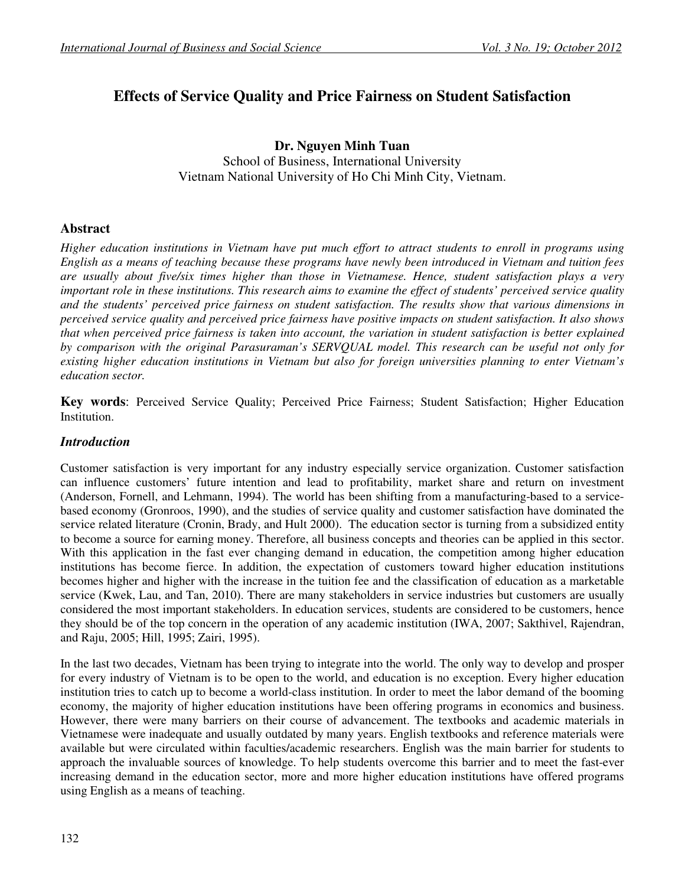# Effects of Service Quality and Price Fairness on Student Satisfaction

**Dr. Nguyen Minh Tuan**
School of Business, International University
Vietnam National University of Ho Chi Minh City, Vietnam.

## Abstract

*Higher education institutions in Vietnam have put much effort to attract students to enroll in programs using English as a means of teaching because these programs have newly been introduced in Vietnam and tuition fees are usually about five/six times higher than those in Vietnamese. Hence, student satisfaction plays a very important role in these institutions. This research aims to examine the effect of students' perceived service quality and the students' perceived price fairness on student satisfaction. The results show that various dimensions in perceived service quality and perceived price fairness have positive impacts on student satisfaction. It also shows that when perceived price fairness is taken into account, the variation in student satisfaction is better explained by comparison with the original Parasuraman's SERVQUAL model. This research can be useful not only for existing higher education institutions in Vietnam but also for foreign universities planning to enter Vietnam's education sector.*

**Key words**: Perceived Service Quality; Perceived Price Fairness; Student Satisfaction; Higher Education Institution.

## *Introduction*

Customer satisfaction is very important for any industry especially service organization. Customer satisfaction can influence customers' future intention and lead to profitability, market share and return on investment (Anderson, Fornell, and Lehmann, 1994). The world has been shifting from a manufacturing-based to a service-based economy (Gronroos, 1990), and the studies of service quality and customer satisfaction have dominated the service related literature (Cronin, Brady, and Hult 2000). The education sector is turning from a subsidized entity to become a source for earning money. Therefore, all business concepts and theories can be applied in this sector. With this application in the fast ever changing demand in education, the competition among higher education institutions has become fierce. In addition, the expectation of customers toward higher education institutions becomes higher and higher with the increase in the tuition fee and the classification of education as a marketable service (Kwek, Lau, and Tan, 2010). There are many stakeholders in service industries but customers are usually considered the most important stakeholders. In education services, students are considered to be customers, hence they should be of the top concern in the operation of any academic institution (IWA, 2007; Sakthivel, Rajendran, and Raju, 2005; Hill, 1995; Zairi, 1995).

In the last two decades, Vietnam has been trying to integrate into the world. The only way to develop and prosper for every industry of Vietnam is to be open to the world, and education is no exception. Every higher education institution tries to catch up to become a world-class institution. In order to meet the labor demand of the booming economy, the majority of higher education institutions have been offering programs in economics and business. However, there were many barriers on their course of advancement. The textbooks and academic materials in Vietnamese were inadequate and usually outdated by many years. English textbooks and reference materials were available but were circulated within faculties/academic researchers. English was the main barrier for students to approach the invaluable sources of knowledge. To help students overcome this barrier and to meet the fast-ever increasing demand in the education sector, more and more higher education institutions have offered programs using English as a means of teaching.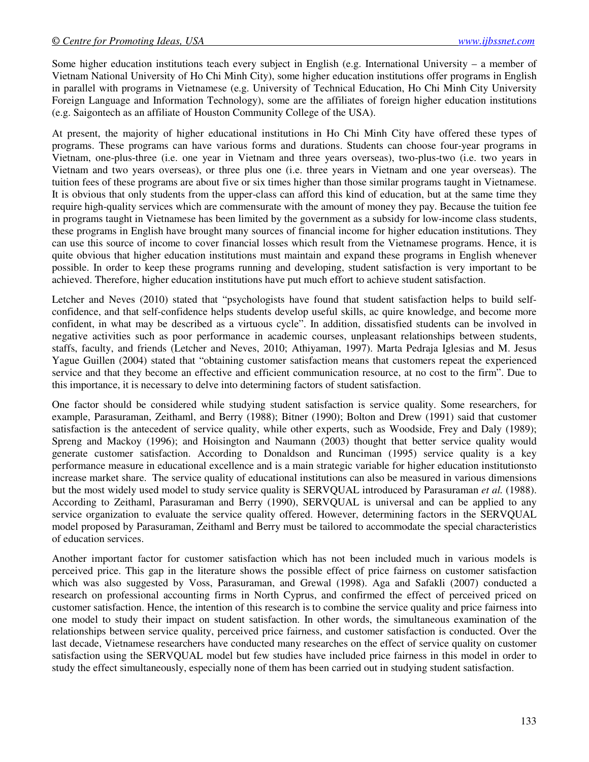Some higher education institutions teach every subject in English (e.g. International University – a member of Vietnam National University of Ho Chi Minh City), some higher education institutions offer programs in English in parallel with programs in Vietnamese (e.g. University of Technical Education, Ho Chi Minh City University Foreign Language and Information Technology), some are the affiliates of foreign higher education institutions (e.g. Saigontech as an affiliate of Houston Community College of the USA).

At present, the majority of higher educational institutions in Ho Chi Minh City have offered these types of programs. These programs can have various forms and durations. Students can choose four-year programs in Vietnam, one-plus-three (i.e. one year in Vietnam and three years overseas), two-plus-two (i.e. two years in Vietnam and two years overseas), or three plus one (i.e. three years in Vietnam and one year overseas). The tuition fees of these programs are about five or six times higher than those similar programs taught in Vietnamese. It is obvious that only students from the upper-class can afford this kind of education, but at the same time they require high-quality services which are commensurate with the amount of money they pay. Because the tuition fee in programs taught in Vietnamese has been limited by the government as a subsidy for low-income class students, these programs in English have brought many sources of financial income for higher education institutions. They can use this source of income to cover financial losses which result from the Vietnamese programs. Hence, it is quite obvious that higher education institutions must maintain and expand these programs in English whenever possible. In order to keep these programs running and developing, student satisfaction is very important to be achieved. Therefore, higher education institutions have put much effort to achieve student satisfaction.

Letcher and Neves (2010) stated that "psychologists have found that student satisfaction helps to build self-confidence, and that self-confidence helps students develop useful skills, ac quire knowledge, and become more confident, in what may be described as a virtuous cycle". In addition, dissatisfied students can be involved in negative activities such as poor performance in academic courses, unpleasant relationships between students, staffs, faculty, and friends (Letcher and Neves, 2010; Athiyaman, 1997). Marta Pedraja Iglesias and M. Jesus Yague Guillen (2004) stated that "obtaining customer satisfaction means that customers repeat the experienced service and that they become an effective and efficient communication resource, at no cost to the firm". Due to this importance, it is necessary to delve into determining factors of student satisfaction.

One factor should be considered while studying student satisfaction is service quality. Some researchers, for example, Parasuraman, Zeithaml, and Berry (1988); Bitner (1990); Bolton and Drew (1991) said that customer satisfaction is the antecedent of service quality, while other experts, such as Woodside, Frey and Daly (1989); Spreng and Mackoy (1996); and Hoisington and Naumann (2003) thought that better service quality would generate customer satisfaction. According to Donaldson and Runciman (1995) service quality is a key performance measure in educational excellence and is a main strategic variable for higher education institutionsto increase market share. The service quality of educational institutions can also be measured in various dimensions but the most widely used model to study service quality is SERVQUAL introduced by Parasuraman *et al.* (1988). According to Zeithaml, Parasuraman and Berry (1990), SERVQUAL is universal and can be applied to any service organization to evaluate the service quality offered. However, determining factors in the SERVQUAL model proposed by Parasuraman, Zeithaml and Berry must be tailored to accommodate the special characteristics of education services.

Another important factor for customer satisfaction which has not been included much in various models is perceived price. This gap in the literature shows the possible effect of price fairness on customer satisfaction which was also suggested by Voss, Parasuraman, and Grewal (1998). Aga and Safakli (2007) conducted a research on professional accounting firms in North Cyprus, and confirmed the effect of perceived priced on customer satisfaction. Hence, the intention of this research is to combine the service quality and price fairness into one model to study their impact on student satisfaction. In other words, the simultaneous examination of the relationships between service quality, perceived price fairness, and customer satisfaction is conducted. Over the last decade, Vietnamese researchers have conducted many researches on the effect of service quality on customer satisfaction using the SERVQUAL model but few studies have included price fairness in this model in order to study the effect simultaneously, especially none of them has been carried out in studying student satisfaction.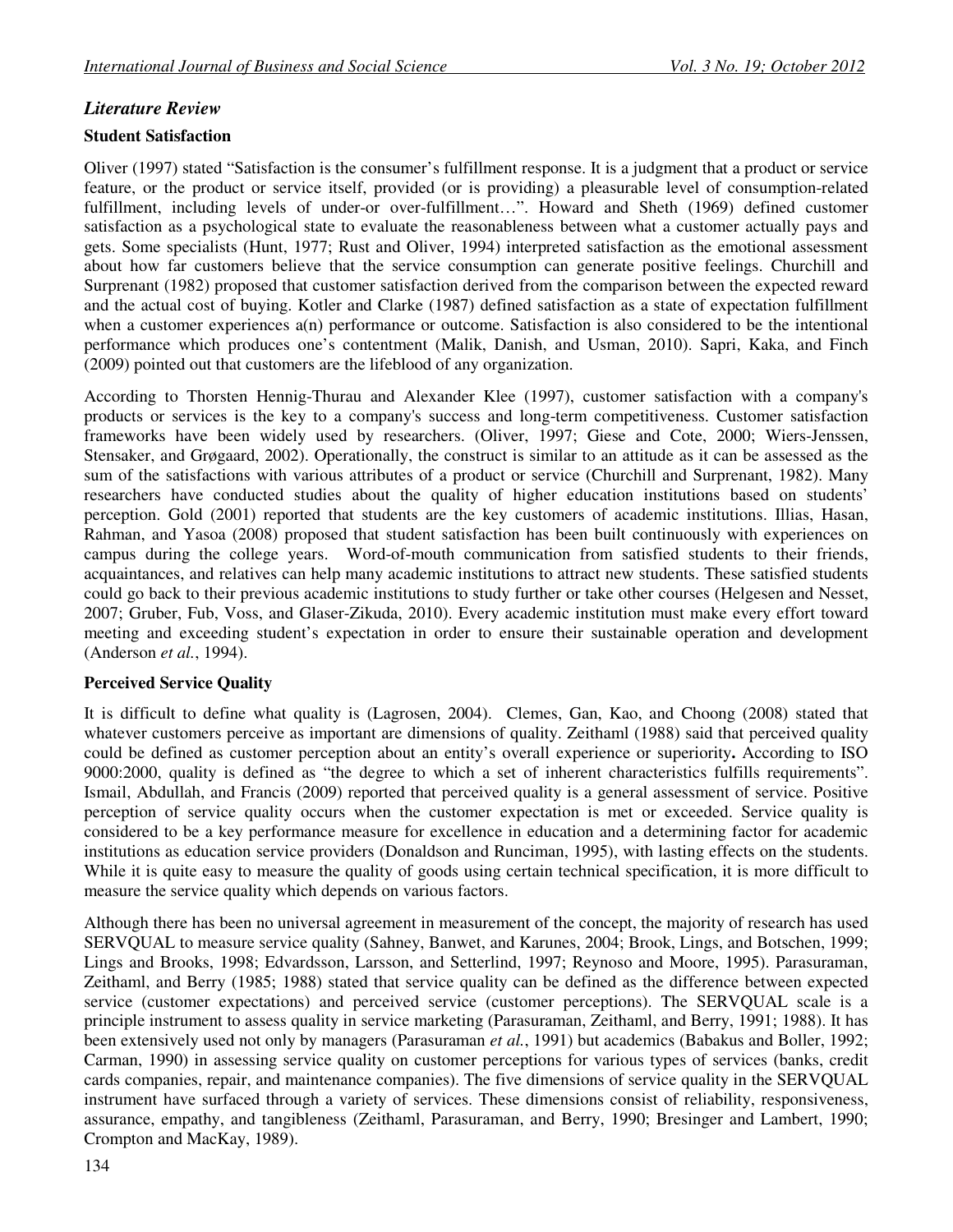## *Literature Review*

### Student Satisfaction

Oliver (1997) stated "Satisfaction is the consumer's fulfillment response. It is a judgment that a product or service feature, or the product or service itself, provided (or is providing) a pleasurable level of consumption-related fulfillment, including levels of under-or over-fulfillment…". Howard and Sheth (1969) defined customer satisfaction as a psychological state to evaluate the reasonableness between what a customer actually pays and gets. Some specialists (Hunt, 1977; Rust and Oliver, 1994) interpreted satisfaction as the emotional assessment about how far customers believe that the service consumption can generate positive feelings. Churchill and Surprenant (1982) proposed that customer satisfaction derived from the comparison between the expected reward and the actual cost of buying. Kotler and Clarke (1987) defined satisfaction as a state of expectation fulfillment when a customer experiences a(n) performance or outcome. Satisfaction is also considered to be the intentional performance which produces one's contentment (Malik, Danish, and Usman, 2010). Sapri, Kaka, and Finch (2009) pointed out that customers are the lifeblood of any organization.

According to Thorsten Hennig-Thurau and Alexander Klee (1997), customer satisfaction with a company's products or services is the key to a company's success and long-term competitiveness. Customer satisfaction frameworks have been widely used by researchers. (Oliver, 1997; Giese and Cote, 2000; Wiers-Jenssen, Stensaker, and Grøgaard, 2002). Operationally, the construct is similar to an attitude as it can be assessed as the sum of the satisfactions with various attributes of a product or service (Churchill and Surprenant, 1982). Many researchers have conducted studies about the quality of higher education institutions based on students' perception. Gold (2001) reported that students are the key customers of academic institutions. Illias, Hasan, Rahman, and Yasoa (2008) proposed that student satisfaction has been built continuously with experiences on campus during the college years. Word-of-mouth communication from satisfied students to their friends, acquaintances, and relatives can help many academic institutions to attract new students. These satisfied students could go back to their previous academic institutions to study further or take other courses (Helgesen and Nesset, 2007; Gruber, Fub, Voss, and Glaser-Zikuda, 2010). Every academic institution must make every effort toward meeting and exceeding student's expectation in order to ensure their sustainable operation and development (Anderson *et al.*, 1994).

### Perceived Service Quality

It is difficult to define what quality is (Lagrosen, 2004). Clemes, Gan, Kao, and Choong (2008) stated that whatever customers perceive as important are dimensions of quality. Zeithaml (1988) said that perceived quality could be defined as customer perception about an entity's overall experience or superiority**.** According to ISO 9000:2000, quality is defined as "the degree to which a set of inherent characteristics fulfills requirements". Ismail, Abdullah, and Francis (2009) reported that perceived quality is a general assessment of service. Positive perception of service quality occurs when the customer expectation is met or exceeded. Service quality is considered to be a key performance measure for excellence in education and a determining factor for academic institutions as education service providers (Donaldson and Runciman, 1995), with lasting effects on the students. While it is quite easy to measure the quality of goods using certain technical specification, it is more difficult to measure the service quality which depends on various factors.

Although there has been no universal agreement in measurement of the concept, the majority of research has used SERVQUAL to measure service quality (Sahney, Banwet, and Karunes, 2004; Brook, Lings, and Botschen, 1999; Lings and Brooks, 1998; Edvardsson, Larsson, and Setterlind, 1997; Reynoso and Moore, 1995). Parasuraman, Zeithaml, and Berry (1985; 1988) stated that service quality can be defined as the difference between expected service (customer expectations) and perceived service (customer perceptions). The SERVQUAL scale is a principle instrument to assess quality in service marketing (Parasuraman, Zeithaml, and Berry, 1991; 1988). It has been extensively used not only by managers (Parasuraman *et al.*, 1991) but academics (Babakus and Boller, 1992; Carman, 1990) in assessing service quality on customer perceptions for various types of services (banks, credit cards companies, repair, and maintenance companies). The five dimensions of service quality in the SERVQUAL instrument have surfaced through a variety of services. These dimensions consist of reliability, responsiveness, assurance, empathy, and tangibleness (Zeithaml, Parasuraman, and Berry, 1990; Bresinger and Lambert, 1990; Crompton and MacKay, 1989).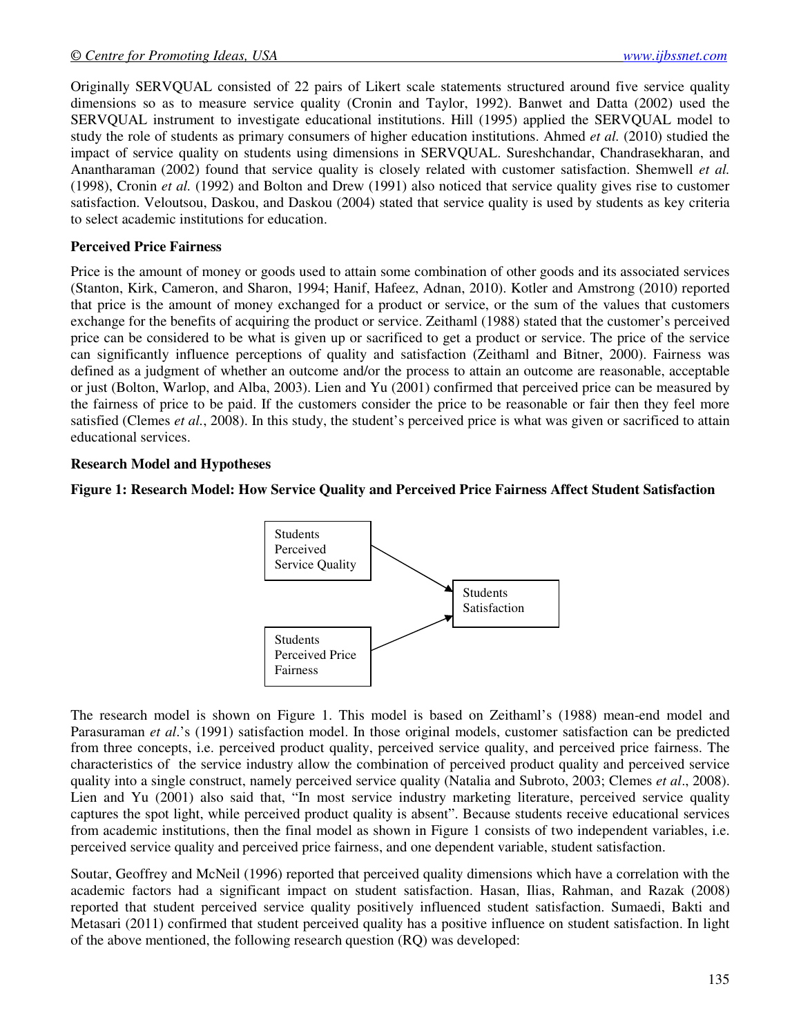Originally SERVQUAL consisted of 22 pairs of Likert scale statements structured around five service quality dimensions so as to measure service quality (Cronin and Taylor, 1992). Banwet and Datta (2002) used the SERVQUAL instrument to investigate educational institutions. Hill (1995) applied the SERVQUAL model to study the role of students as primary consumers of higher education institutions. Ahmed *et al.* (2010) studied the impact of service quality on students using dimensions in SERVQUAL. Sureshchandar, Chandrasekharan, and Anantharaman (2002) found that service quality is closely related with customer satisfaction. Shemwell *et al.* (1998), Cronin *et al.* (1992) and Bolton and Drew (1991) also noticed that service quality gives rise to customer satisfaction. Veloutsou, Daskou, and Daskou (2004) stated that service quality is used by students as key criteria to select academic institutions for education.

**Perceived Price Fairness**

Price is the amount of money or goods used to attain some combination of other goods and its associated services (Stanton, Kirk, Cameron, and Sharon, 1994; Hanif, Hafeez, Adnan, 2010). Kotler and Amstrong (2010) reported that price is the amount of money exchanged for a product or service, or the sum of the values that customers exchange for the benefits of acquiring the product or service. Zeithaml (1988) stated that the customer's perceived price can be considered to be what is given up or sacrificed to get a product or service. The price of the service can significantly influence perceptions of quality and satisfaction (Zeithaml and Bitner, 2000). Fairness was defined as a judgment of whether an outcome and/or the process to attain an outcome are reasonable, acceptable or just (Bolton, Warlop, and Alba, 2003). Lien and Yu (2001) confirmed that perceived price can be measured by the fairness of price to be paid. If the customers consider the price to be reasonable or fair then they feel more satisfied (Clemes *et al.*, 2008). In this study, the student's perceived price is what was given or sacrificed to attain educational services.

**Research Model and Hypotheses**

**Figure 1: Research Model: How Service Quality and Perceived Price Fairness Affect Student Satisfaction**

Students Perceived Service Quality → Students Satisfaction

Students Perceived Price Fairness → Students Satisfaction

The research model is shown on Figure 1. This model is based on Zeithaml's (1988) mean-end model and Parasuraman *et al*.'s (1991) satisfaction model. In those original models, customer satisfaction can be predicted from three concepts, i.e. perceived product quality, perceived service quality, and perceived price fairness. The characteristics of the service industry allow the combination of perceived product quality and perceived service quality into a single construct, namely perceived service quality (Natalia and Subroto, 2003; Clemes *et al*., 2008). Lien and Yu (2001) also said that, "In most service industry marketing literature, perceived service quality captures the spot light, while perceived product quality is absent". Because students receive educational services from academic institutions, then the final model as shown in Figure 1 consists of two independent variables, i.e. perceived service quality and perceived price fairness, and one dependent variable, student satisfaction.

Soutar, Geoffrey and McNeil (1996) reported that perceived quality dimensions which have a correlation with the academic factors had a significant impact on student satisfaction. Hasan, Ilias, Rahman, and Razak (2008) reported that student perceived service quality positively influenced student satisfaction. Sumaedi, Bakti and Metasari (2011) confirmed that student perceived quality has a positive influence on student satisfaction. In light of the above mentioned, the following research question (RQ) was developed: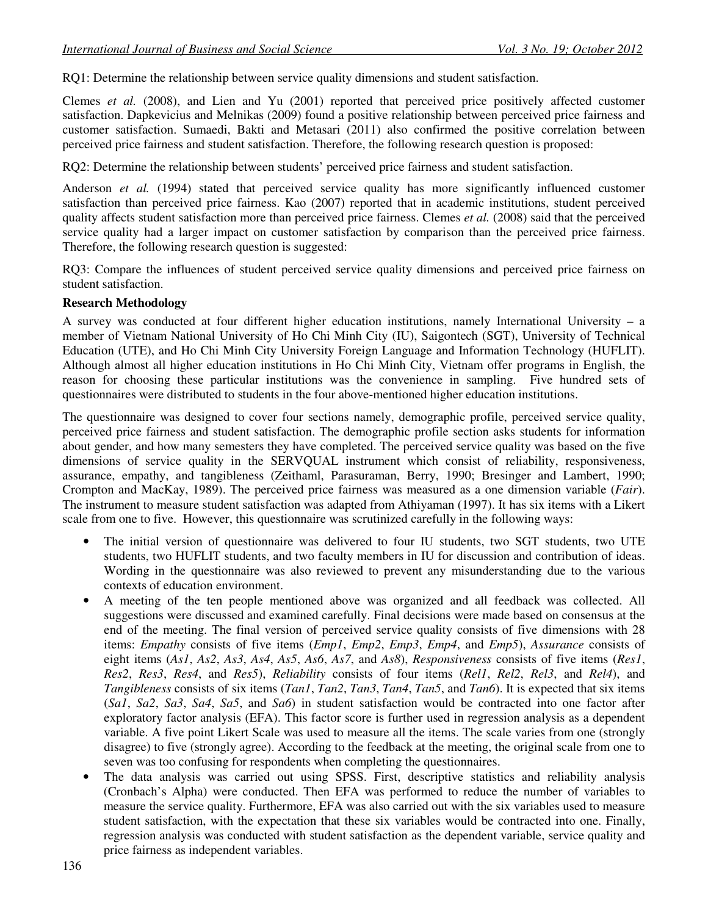RQ1: Determine the relationship between service quality dimensions and student satisfaction.

Clemes *et al.* (2008), and Lien and Yu (2001) reported that perceived price positively affected customer satisfaction. Dapkevicius and Melnikas (2009) found a positive relationship between perceived price fairness and customer satisfaction. Sumaedi, Bakti and Metasari (2011) also confirmed the positive correlation between perceived price fairness and student satisfaction. Therefore, the following research question is proposed:

RQ2: Determine the relationship between students' perceived price fairness and student satisfaction.

Anderson *et al.* (1994) stated that perceived service quality has more significantly influenced customer satisfaction than perceived price fairness. Kao (2007) reported that in academic institutions, student perceived quality affects student satisfaction more than perceived price fairness. Clemes *et al.* (2008) said that the perceived service quality had a larger impact on customer satisfaction by comparison than the perceived price fairness. Therefore, the following research question is suggested:

RQ3: Compare the influences of student perceived service quality dimensions and perceived price fairness on student satisfaction.

**Research Methodology**

A survey was conducted at four different higher education institutions, namely International University – a member of Vietnam National University of Ho Chi Minh City (IU), Saigontech (SGT), University of Technical Education (UTE), and Ho Chi Minh City University Foreign Language and Information Technology (HUFLIT). Although almost all higher education institutions in Ho Chi Minh City, Vietnam offer programs in English, the reason for choosing these particular institutions was the convenience in sampling. Five hundred sets of questionnaires were distributed to students in the four above-mentioned higher education institutions.

The questionnaire was designed to cover four sections namely, demographic profile, perceived service quality, perceived price fairness and student satisfaction. The demographic profile section asks students for information about gender, and how many semesters they have completed. The perceived service quality was based on the five dimensions of service quality in the SERVQUAL instrument which consist of reliability, responsiveness, assurance, empathy, and tangibleness (Zeithaml, Parasuraman, Berry, 1990; Bresinger and Lambert, 1990; Crompton and MacKay, 1989). The perceived price fairness was measured as a one dimension variable (*Fair*). The instrument to measure student satisfaction was adapted from Athiyaman (1997). It has six items with a Likert scale from one to five. However, this questionnaire was scrutinized carefully in the following ways:

- The initial version of questionnaire was delivered to four IU students, two SGT students, two UTE students, two HUFLIT students, and two faculty members in IU for discussion and contribution of ideas. Wording in the questionnaire was also reviewed to prevent any misunderstanding due to the various contexts of education environment.
- A meeting of the ten people mentioned above was organized and all feedback was collected. All suggestions were discussed and examined carefully. Final decisions were made based on consensus at the end of the meeting. The final version of perceived service quality consists of five dimensions with 28 items: *Empathy* consists of five items (*Emp1*, *Emp2*, *Emp3*, *Emp4*, and *Emp5*), *Assurance* consists of eight items (*As1*, *As2*, *As3*, *As4*, *As5*, *As6*, *As7*, and *As8*), *Responsiveness* consists of five items (*Res1*, *Res2*, *Res3*, *Res4*, and *Res5*), *Reliability* consists of four items (*Rel1*, *Rel2*, *Rel3*, and *Rel4*), and *Tangibleness* consists of six items (*Tan1*, *Tan2*, *Tan3*, *Tan4*, *Tan5*, and *Tan6*). It is expected that six items (*Sa1*, *Sa2*, *Sa3*, *Sa4*, *Sa5*, and *Sa6*) in student satisfaction would be contracted into one factor after exploratory factor analysis (EFA). This factor score is further used in regression analysis as a dependent variable. A five point Likert Scale was used to measure all the items. The scale varies from one (strongly disagree) to five (strongly agree). According to the feedback at the meeting, the original scale from one to seven was too confusing for respondents when completing the questionnaires.
- The data analysis was carried out using SPSS. First, descriptive statistics and reliability analysis (Cronbach's Alpha) were conducted. Then EFA was performed to reduce the number of variables to measure the service quality. Furthermore, EFA was also carried out with the six variables used to measure student satisfaction, with the expectation that these six variables would be contracted into one. Finally, regression analysis was conducted with student satisfaction as the dependent variable, service quality and price fairness as independent variables.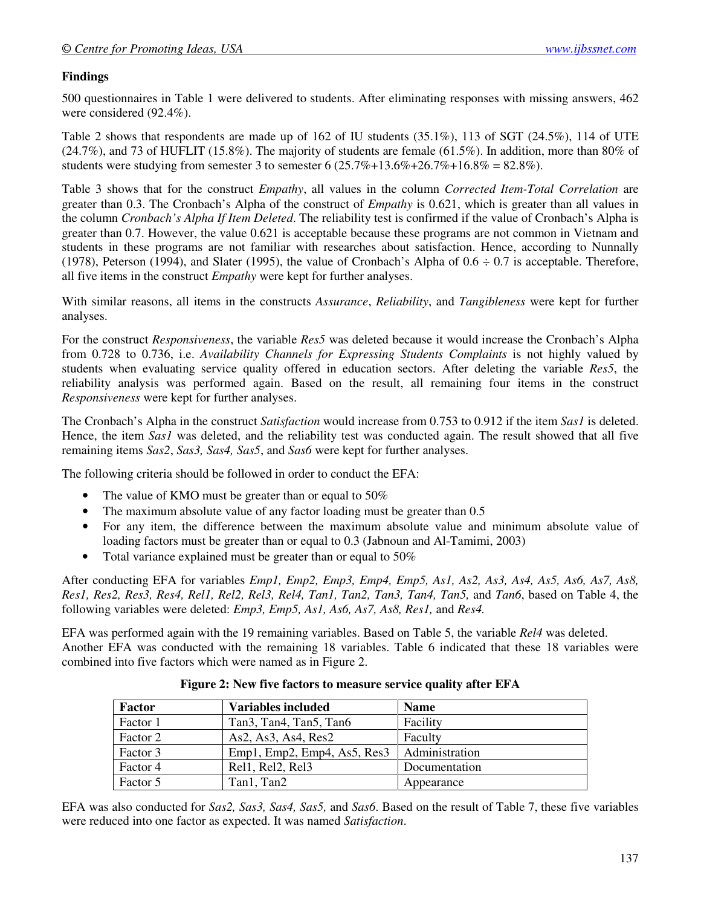## Findings

500 questionnaires in Table 1 were delivered to students. After eliminating responses with missing answers, 462 were considered (92.4%).

Table 2 shows that respondents are made up of 162 of IU students (35.1%), 113 of SGT (24.5%), 114 of UTE (24.7%), and 73 of HUFLIT (15.8%). The majority of students are female (61.5%). In addition, more than 80% of students were studying from semester 3 to semester 6 (25.7%+13.6%+26.7%+16.8% = 82.8%).

Table 3 shows that for the construct *Empathy*, all values in the column *Corrected Item-Total Correlation* are greater than 0.3. The Cronbach's Alpha of the construct of *Empathy* is 0.621, which is greater than all values in the column *Cronbach's Alpha If Item Deleted*. The reliability test is confirmed if the value of Cronbach's Alpha is greater than 0.7. However, the value 0.621 is acceptable because these programs are not common in Vietnam and students in these programs are not familiar with researches about satisfaction. Hence, according to Nunnally (1978), Peterson (1994), and Slater (1995), the value of Cronbach's Alpha of 0.6 ÷ 0.7 is acceptable. Therefore, all five items in the construct *Empathy* were kept for further analyses.

With similar reasons, all items in the constructs *Assurance*, *Reliability*, and *Tangibleness* were kept for further analyses.

For the construct *Responsiveness*, the variable *Res5* was deleted because it would increase the Cronbach's Alpha from 0.728 to 0.736, i.e. *Availability Channels for Expressing Students Complaints* is not highly valued by students when evaluating service quality offered in education sectors. After deleting the variable *Res5*, the reliability analysis was performed again. Based on the result, all remaining four items in the construct *Responsiveness* were kept for further analyses.

The Cronbach's Alpha in the construct *Satisfaction* would increase from 0.753 to 0.912 if the item *Sas1* is deleted. Hence, the item *Sas1* was deleted, and the reliability test was conducted again. The result showed that all five remaining items *Sas2*, *Sas3, Sas4, Sas5*, and *Sas6* were kept for further analyses.

The following criteria should be followed in order to conduct the EFA:

- The value of KMO must be greater than or equal to 50%
- The maximum absolute value of any factor loading must be greater than 0.5
- For any item, the difference between the maximum absolute value and minimum absolute value of loading factors must be greater than or equal to 0.3 (Jabnoun and Al-Tamimi, 2003)
- Total variance explained must be greater than or equal to 50%

After conducting EFA for variables *Emp1, Emp2, Emp3, Emp4, Emp5, As1, As2, As3, As4, As5, As6, As7, As8, Res1, Res2, Res3, Res4, Rel1, Rel2, Rel3, Rel4, Tan1, Tan2, Tan3, Tan4, Tan5,* and *Tan6*, based on Table 4, the following variables were deleted: *Emp3, Emp5, As1, As6, As7, As8, Res1,* and *Res4.*

EFA was performed again with the 19 remaining variables. Based on Table 5, the variable *Rel4* was deleted. Another EFA was conducted with the remaining 18 variables. Table 6 indicated that these 18 variables were combined into five factors which were named as in Figure 2.

**Figure 2: New five factors to measure service quality after EFA**

| Factor | Variables included | Name |
|---|---|---|
| Factor 1 | Tan3, Tan4, Tan5, Tan6 | Facility |
| Factor 2 | As2, As3, As4, Res2 | Faculty |
| Factor 3 | Emp1, Emp2, Emp4, As5, Res3 | Administration |
| Factor 4 | Rel1, Rel2, Rel3 | Documentation |
| Factor 5 | Tan1, Tan2 | Appearance |

EFA was also conducted for *Sas2, Sas3, Sas4, Sas5,* and *Sas6*. Based on the result of Table 7, these five variables were reduced into one factor as expected. It was named *Satisfaction*.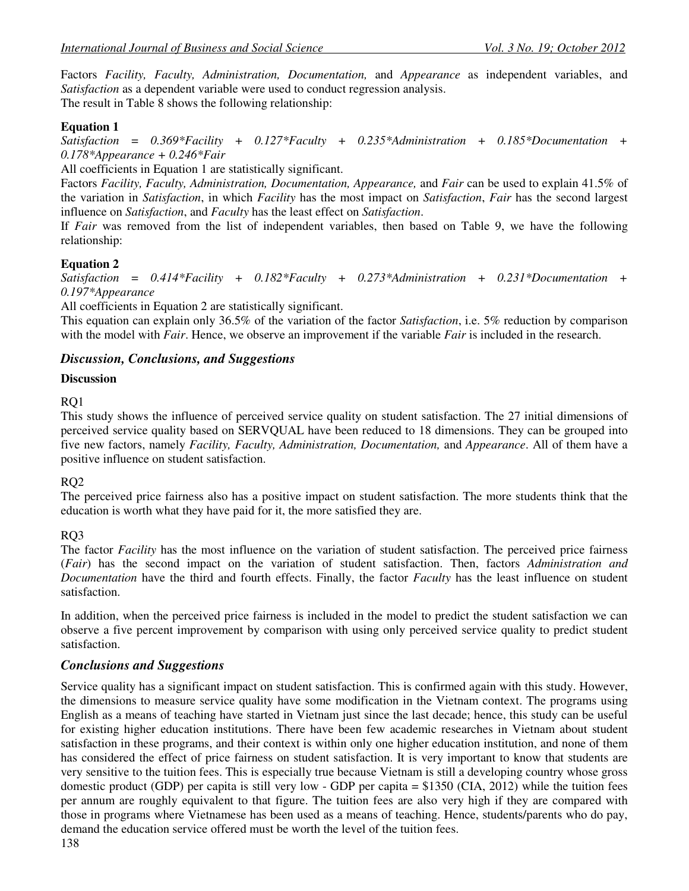Factors *Facility, Faculty, Administration, Documentation,* and *Appearance* as independent variables, and *Satisfaction* as a dependent variable were used to conduct regression analysis.
The result in Table 8 shows the following relationship:

**Equation 1**

*Satisfaction = 0.369*Facility + 0.127*Faculty + 0.235*Administration + 0.185*Documentation + 0.178*Appearance + 0.246*Fair*

All coefficients in Equation 1 are statistically significant.

Factors *Facility, Faculty, Administration, Documentation, Appearance,* and *Fair* can be used to explain 41.5% of the variation in *Satisfaction*, in which *Facility* has the most impact on *Satisfaction*, *Fair* has the second largest influence on *Satisfaction*, and *Faculty* has the least effect on *Satisfaction*.

If *Fair* was removed from the list of independent variables, then based on Table 9, we have the following relationship:

**Equation 2**

*Satisfaction = 0.414*Facility + 0.182*Faculty + 0.273*Administration + 0.231*Documentation + 0.197*Appearance*

All coefficients in Equation 2 are statistically significant.

This equation can explain only 36.5% of the variation of the factor *Satisfaction*, i.e. 5% reduction by comparison with the model with *Fair*. Hence, we observe an improvement if the variable *Fair* is included in the research.

## *Discussion, Conclusions, and Suggestions*

**Discussion**

RQ1

This study shows the influence of perceived service quality on student satisfaction. The 27 initial dimensions of perceived service quality based on SERVQUAL have been reduced to 18 dimensions. They can be grouped into five new factors, namely *Facility, Faculty, Administration, Documentation,* and *Appearance*. All of them have a positive influence on student satisfaction.

RQ2

The perceived price fairness also has a positive impact on student satisfaction. The more students think that the education is worth what they have paid for it, the more satisfied they are.

RQ3

The factor *Facility* has the most influence on the variation of student satisfaction. The perceived price fairness (*Fair*) has the second impact on the variation of student satisfaction. Then, factors *Administration and Documentation* have the third and fourth effects. Finally, the factor *Faculty* has the least influence on student satisfaction.

In addition, when the perceived price fairness is included in the model to predict the student satisfaction we can observe a five percent improvement by comparison with using only perceived service quality to predict student satisfaction.

## *Conclusions and Suggestions*

Service quality has a significant impact on student satisfaction. This is confirmed again with this study. However, the dimensions to measure service quality have some modification in the Vietnam context. The programs using English as a means of teaching have started in Vietnam just since the last decade; hence, this study can be useful for existing higher education institutions. There have been few academic researches in Vietnam about student satisfaction in these programs, and their context is within only one higher education institution, and none of them has considered the effect of price fairness on student satisfaction. It is very important to know that students are very sensitive to the tuition fees. This is especially true because Vietnam is still a developing country whose gross domestic product (GDP) per capita is still very low - GDP per capita = $1350 (CIA, 2012) while the tuition fees per annum are roughly equivalent to that figure. The tuition fees are also very high if they are compared with those in programs where Vietnamese has been used as a means of teaching. Hence, students/parents who do pay, demand the education service offered must be worth the level of the tuition fees.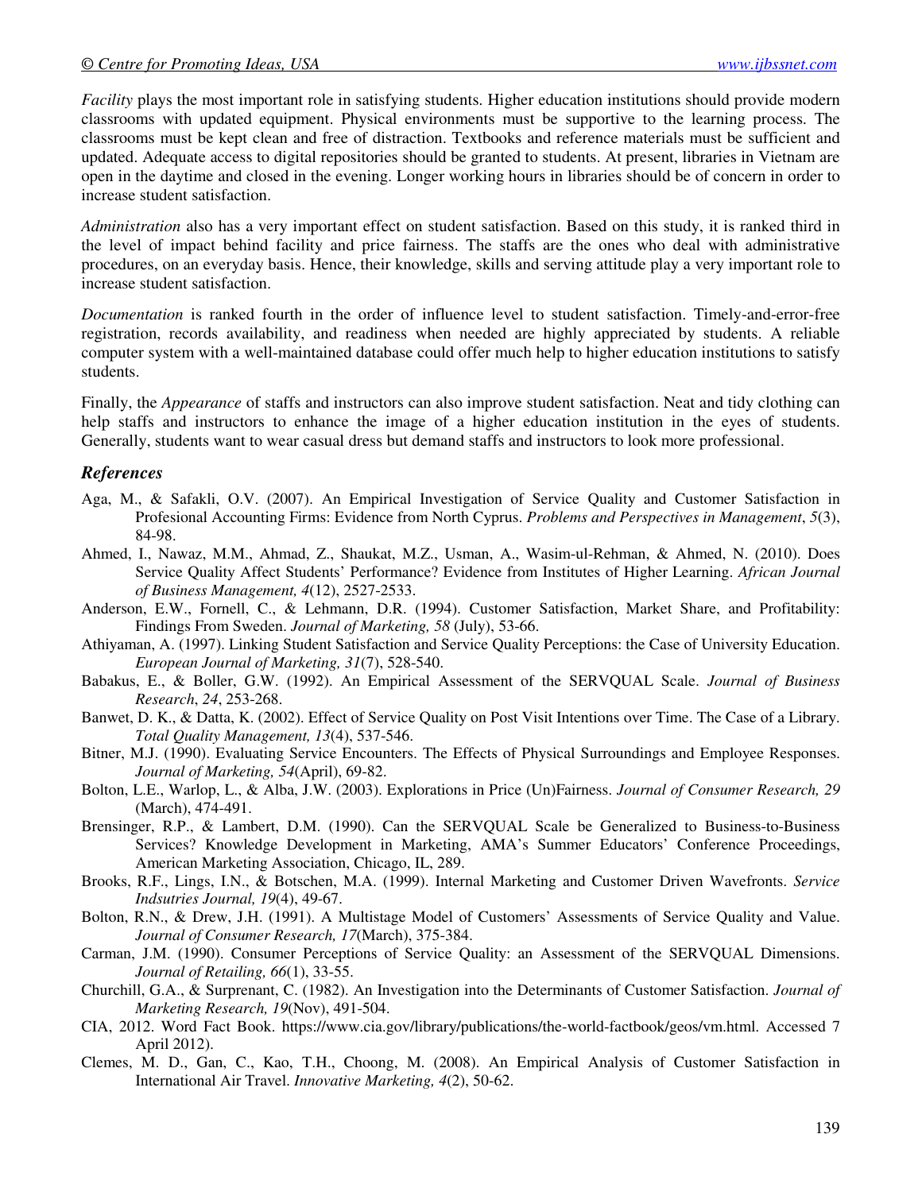*Facility* plays the most important role in satisfying students. Higher education institutions should provide modern classrooms with updated equipment. Physical environments must be supportive to the learning process. The classrooms must be kept clean and free of distraction. Textbooks and reference materials must be sufficient and updated. Adequate access to digital repositories should be granted to students. At present, libraries in Vietnam are open in the daytime and closed in the evening. Longer working hours in libraries should be of concern in order to increase student satisfaction.

*Administration* also has a very important effect on student satisfaction. Based on this study, it is ranked third in the level of impact behind facility and price fairness. The staffs are the ones who deal with administrative procedures, on an everyday basis. Hence, their knowledge, skills and serving attitude play a very important role to increase student satisfaction.

*Documentation* is ranked fourth in the order of influence level to student satisfaction. Timely-and-error-free registration, records availability, and readiness when needed are highly appreciated by students. A reliable computer system with a well-maintained database could offer much help to higher education institutions to satisfy students.

Finally, the *Appearance* of staffs and instructors can also improve student satisfaction. Neat and tidy clothing can help staffs and instructors to enhance the image of a higher education institution in the eyes of students. Generally, students want to wear casual dress but demand staffs and instructors to look more professional.

## References

Aga, M., & Safakli, O.V. (2007). An Empirical Investigation of Service Quality and Customer Satisfaction in Profesional Accounting Firms: Evidence from North Cyprus. *Problems and Perspectives in Management*, *5*(3), 84-98.

Ahmed, I., Nawaz, M.M., Ahmad, Z., Shaukat, M.Z., Usman, A., Wasim-ul-Rehman, & Ahmed, N. (2010). Does Service Quality Affect Students' Performance? Evidence from Institutes of Higher Learning. *African Journal of Business Management, 4*(12), 2527-2533.

Anderson, E.W., Fornell, C., & Lehmann, D.R. (1994). Customer Satisfaction, Market Share, and Profitability: Findings From Sweden. *Journal of Marketing, 58* (July), 53-66.

Athiyaman, A. (1997). Linking Student Satisfaction and Service Quality Perceptions: the Case of University Education. *European Journal of Marketing, 31*(7), 528-540.

Babakus, E., & Boller, G.W. (1992). An Empirical Assessment of the SERVQUAL Scale. *Journal of Business Research*, *24*, 253-268.

Banwet, D. K., & Datta, K. (2002). Effect of Service Quality on Post Visit Intentions over Time. The Case of a Library. *Total Quality Management, 13*(4), 537-546.

Bitner, M.J. (1990). Evaluating Service Encounters. The Effects of Physical Surroundings and Employee Responses. *Journal of Marketing, 54*(April), 69-82.

Bolton, L.E., Warlop, L., & Alba, J.W. (2003). Explorations in Price (Un)Fairness. *Journal of Consumer Research, 29* (March), 474-491.

Brensinger, R.P., & Lambert, D.M. (1990). Can the SERVQUAL Scale be Generalized to Business-to-Business Services? Knowledge Development in Marketing, AMA's Summer Educators' Conference Proceedings, American Marketing Association, Chicago, IL, 289.

Brooks, R.F., Lings, I.N., & Botschen, M.A. (1999). Internal Marketing and Customer Driven Wavefronts. *Service Indsutries Journal, 19*(4), 49-67.

Bolton, R.N., & Drew, J.H. (1991). A Multistage Model of Customers' Assessments of Service Quality and Value. *Journal of Consumer Research, 17*(March), 375-384.

Carman, J.M. (1990). Consumer Perceptions of Service Quality: an Assessment of the SERVQUAL Dimensions. *Journal of Retailing, 66*(1), 33-55.

Churchill, G.A., & Surprenant, C. (1982). An Investigation into the Determinants of Customer Satisfaction. *Journal of Marketing Research, 19*(Nov), 491-504.

CIA, 2012. Word Fact Book. https://www.cia.gov/library/publications/the-world-factbook/geos/vm.html. Accessed 7 April 2012).

Clemes, M. D., Gan, C., Kao, T.H., Choong, M. (2008). An Empirical Analysis of Customer Satisfaction in International Air Travel. *Innovative Marketing, 4*(2), 50-62.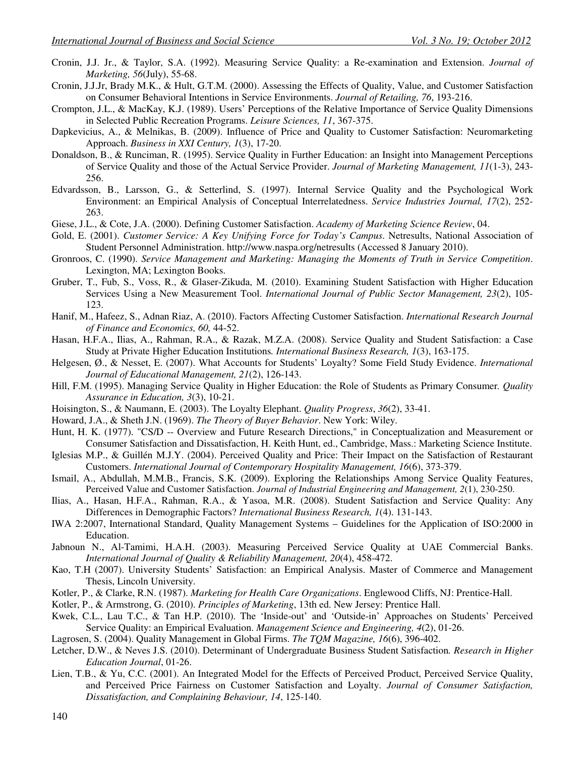Cronin, J.J. Jr., & Taylor, S.A. (1992). Measuring Service Quality: a Re-examination and Extension. *Journal of Marketing, 56*(July), 55-68.

Cronin, J.J.Jr, Brady M.K., & Hult, G.T.M. (2000). Assessing the Effects of Quality, Value, and Customer Satisfaction on Consumer Behavioral Intentions in Service Environments. *Journal of Retailing, 76*, 193-216.

Crompton, J.L., & MacKay, K.J. (1989). Users' Perceptions of the Relative Importance of Service Quality Dimensions in Selected Public Recreation Programs. *Leisure Sciences, 11*, 367-375.

Dapkevicius, A., & Melnikas, B. (2009). Influence of Price and Quality to Customer Satisfaction: Neuromarketing Approach. *Business in XXI Century, 1*(3), 17-20.

Donaldson, B., & Runciman, R. (1995). Service Quality in Further Education: an Insight into Management Perceptions of Service Quality and those of the Actual Service Provider. *Journal of Marketing Management, 11*(1-3), 243-256.

Edvardsson, B., Larsson, G., & Setterlind, S. (1997). Internal Service Quality and the Psychological Work Environment: an Empirical Analysis of Conceptual Interrelatedness. *Service Industries Journal, 17*(2), 252-263.

Giese, J.L., & Cote, J.A. (2000). Defining Customer Satisfaction. *Academy of Marketing Science Review*, 04.

Gold, E. (2001). *Customer Service: A Key Unifying Force for Today's Campus*. Netresults, National Association of Student Personnel Administration. http://www.naspa.org/netresults (Accessed 8 January 2010).

Gronroos, C. (1990). *Service Management and Marketing: Managing the Moments of Truth in Service Competition*. Lexington, MA; Lexington Books.

Gruber, T., Fub, S., Voss, R., & Glaser-Zikuda, M. (2010). Examining Student Satisfaction with Higher Education Services Using a New Measurement Tool. *International Journal of Public Sector Management, 23*(2), 105-123.

Hanif, M., Hafeez, S., Adnan Riaz, A. (2010). Factors Affecting Customer Satisfaction. *International Research Journal of Finance and Economics, 60,* 44-52.

Hasan, H.F.A., Ilias, A., Rahman, R.A., & Razak, M.Z.A. (2008). Service Quality and Student Satisfaction: a Case Study at Private Higher Education Institutions*. International Business Research, 1*(3), 163-175.

Helgesen, Ø., & Nesset, E. (2007). What Accounts for Students' Loyalty? Some Field Study Evidence. *International Journal of Educational Management, 21*(2), 126-143.

Hill, F.M. (1995). Managing Service Quality in Higher Education: the Role of Students as Primary Consumer*. Quality Assurance in Education, 3*(3), 10-21.

Hoisington, S., & Naumann, E. (2003). The Loyalty Elephant. *Quality Progress*, *36*(2), 33-41.

Howard, J.A., & Sheth J.N. (1969). *The Theory of Buyer Behavior*. New York: Wiley.

Hunt, H. K. (1977). "CS/D -- Overview and Future Research Directions," in Conceptualization and Measurement or Consumer Satisfaction and Dissatisfaction, H. Keith Hunt, ed., Cambridge, Mass.: Marketing Science Institute.

Iglesias M.P., & Guillén M.J.Y. (2004). Perceived Quality and Price: Their Impact on the Satisfaction of Restaurant Customers. *International Journal of Contemporary Hospitality Management, 16*(6), 373-379.

Ismail, A., Abdullah, M.M.B., Francis, S.K. (2009). Exploring the Relationships Among Service Quality Features, Perceived Value and Customer Satisfaction. *Journal of Industrial Engineering and Management, 2*(1), 230-250.

Ilias, A., Hasan, H.F.A., Rahman, R.A., & Yasoa, M.R. (2008). Student Satisfaction and Service Quality: Any Differences in Demographic Factors? *International Business Research, 1*(4). 131-143.

IWA 2:2007, International Standard, Quality Management Systems – Guidelines for the Application of ISO:2000 in Education.

Jabnoun N., Al-Tamimi, H.A.H. (2003). Measuring Perceived Service Quality at UAE Commercial Banks. *International Journal of Quality & Reliability Management, 20*(4), 458-472.

Kao, T.H (2007). University Students' Satisfaction: an Empirical Analysis. Master of Commerce and Management Thesis, Lincoln University.

Kotler, P., & Clarke, R.N. (1987). *Marketing for Health Care Organizations*. Englewood Cliffs, NJ: Prentice-Hall.

Kotler, P., & Armstrong, G. (2010). *Principles of Marketing*, 13th ed. New Jersey: Prentice Hall.

Kwek, C.L., Lau T.C., & Tan H.P. (2010). The 'Inside-out' and 'Outside-in' Approaches on Students' Perceived Service Quality: an Empirical Evaluation. *Management Science and Engineering, 4*(2), 01-26.

Lagrosen, S. (2004). Quality Management in Global Firms. *The TQM Magazine, 16*(6), 396-402.

Letcher, D.W., & Neves J.S. (2010). Determinant of Undergraduate Business Student Satisfaction*. Research in Higher Education Journal*, 01-26.

Lien, T.B., & Yu, C.C. (2001). An Integrated Model for the Effects of Perceived Product, Perceived Service Quality, and Perceived Price Fairness on Customer Satisfaction and Loyalty. *Journal of Consumer Satisfaction, Dissatisfaction, and Complaining Behaviour, 14*, 125-140.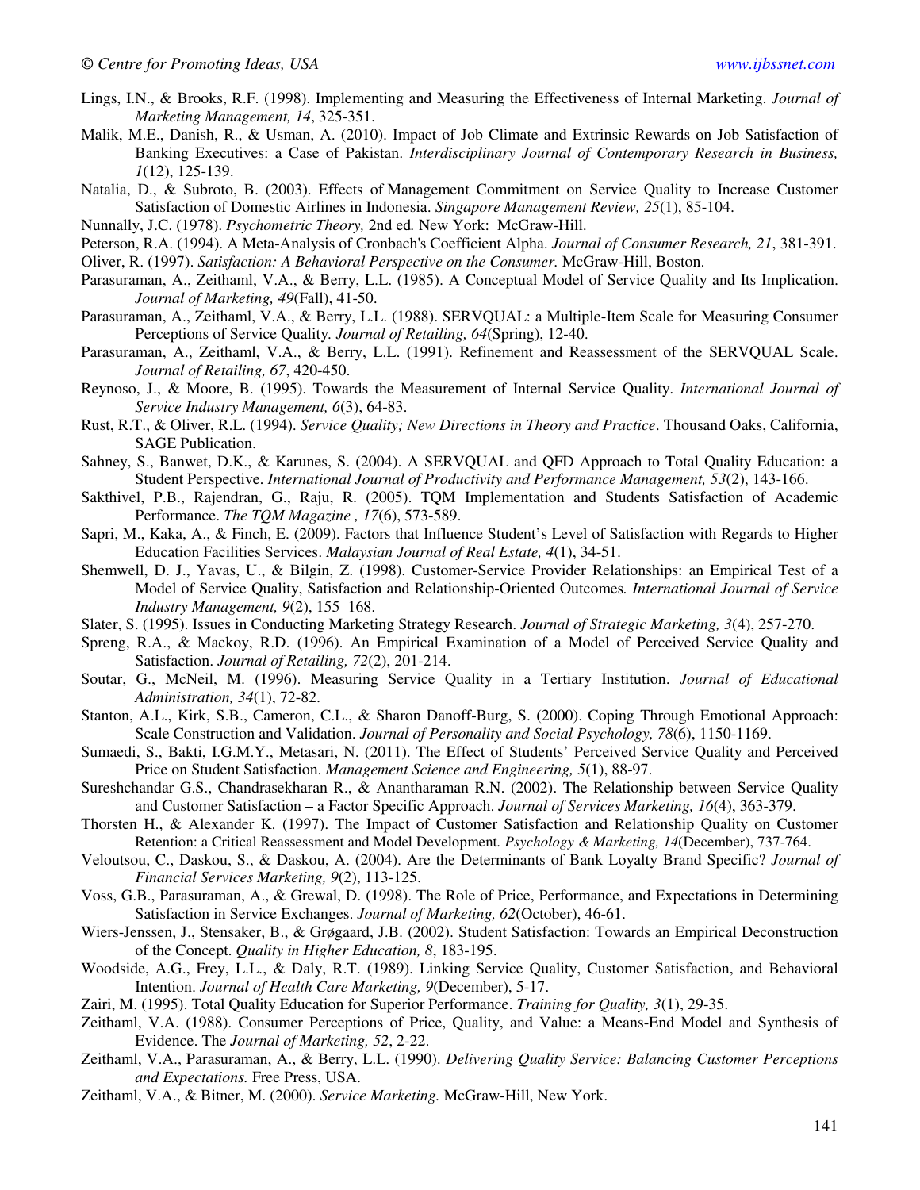Lings, I.N., & Brooks, R.F. (1998). Implementing and Measuring the Effectiveness of Internal Marketing. *Journal of Marketing Management, 14*, 325-351.

Malik, M.E., Danish, R., & Usman, A. (2010). Impact of Job Climate and Extrinsic Rewards on Job Satisfaction of Banking Executives: a Case of Pakistan. *Interdisciplinary Journal of Contemporary Research in Business, 1*(12), 125-139.

Natalia, D., & Subroto, B. (2003). Effects of Management Commitment on Service Quality to Increase Customer Satisfaction of Domestic Airlines in Indonesia. *Singapore Management Review, 25*(1), 85-104.

Nunnally, J.C. (1978). *Psychometric Theory,* 2nd ed*.* New York: McGraw-Hill.

Peterson, R.A. (1994). A Meta-Analysis of Cronbach's Coefficient Alpha. *Journal of Consumer Research, 21*, 381-391.

Oliver, R. (1997). *Satisfaction: A Behavioral Perspective on the Consumer.* McGraw-Hill, Boston.

Parasuraman, A., Zeithaml, V.A., & Berry, L.L. (1985). A Conceptual Model of Service Quality and Its Implication. *Journal of Marketing, 49*(Fall), 41-50.

Parasuraman, A., Zeithaml, V.A., & Berry, L.L. (1988). SERVQUAL: a Multiple-Item Scale for Measuring Consumer Perceptions of Service Quality*. Journal of Retailing, 64*(Spring), 12-40.

Parasuraman, A., Zeithaml, V.A., & Berry, L.L. (1991). Refinement and Reassessment of the SERVQUAL Scale. *Journal of Retailing, 67*, 420-450.

Reynoso, J., & Moore, B. (1995). Towards the Measurement of Internal Service Quality. *International Journal of Service Industry Management, 6*(3), 64-83.

Rust, R.T., & Oliver, R.L. (1994). *Service Quality; New Directions in Theory and Practice*. Thousand Oaks, California, SAGE Publication.

Sahney, S., Banwet, D.K., & Karunes, S. (2004). A SERVQUAL and QFD Approach to Total Quality Education: a Student Perspective. *International Journal of Productivity and Performance Management, 53*(2), 143-166.

Sakthivel, P.B., Rajendran, G., Raju, R. (2005). TQM Implementation and Students Satisfaction of Academic Performance. *The TQM Magazine , 17*(6), 573-589.

Sapri, M., Kaka, A., & Finch, E. (2009). Factors that Influence Student's Level of Satisfaction with Regards to Higher Education Facilities Services. *Malaysian Journal of Real Estate, 4*(1), 34-51.

Shemwell, D. J., Yavas, U., & Bilgin, Z. (1998). Customer-Service Provider Relationships: an Empirical Test of a Model of Service Quality, Satisfaction and Relationship-Oriented Outcomes*. International Journal of Service Industry Management, 9*(2), 155–168.

Slater, S. (1995). Issues in Conducting Marketing Strategy Research. *Journal of Strategic Marketing, 3*(4), 257-270.

Spreng, R.A., & Mackoy, R.D. (1996). An Empirical Examination of a Model of Perceived Service Quality and Satisfaction. *Journal of Retailing, 72*(2), 201-214.

Soutar, G., McNeil, M. (1996). Measuring Service Quality in a Tertiary Institution. *Journal of Educational Administration, 34*(1), 72-82.

Stanton, A.L., Kirk, S.B., Cameron, C.L., & Sharon Danoff-Burg, S. (2000). Coping Through Emotional Approach: Scale Construction and Validation. *Journal of Personality and Social Psychology, 78*(6), 1150-1169.

Sumaedi, S., Bakti, I.G.M.Y., Metasari, N. (2011). The Effect of Students' Perceived Service Quality and Perceived Price on Student Satisfaction. *Management Science and Engineering, 5*(1), 88-97.

Sureshchandar G.S., Chandrasekharan R., & Anantharaman R.N. (2002). The Relationship between Service Quality and Customer Satisfaction – a Factor Specific Approach. *Journal of Services Marketing, 16*(4), 363-379.

Thorsten H., & Alexander K. (1997). The Impact of Customer Satisfaction and Relationship Quality on Customer Retention: a Critical Reassessment and Model Development*. Psychology & Marketing, 14*(December), 737-764.

Veloutsou, C., Daskou, S., & Daskou, A. (2004). Are the Determinants of Bank Loyalty Brand Specific? *Journal of Financial Services Marketing, 9*(2), 113-125.

Voss, G.B., Parasuraman, A., & Grewal, D. (1998). The Role of Price, Performance, and Expectations in Determining Satisfaction in Service Exchanges. *Journal of Marketing, 62*(October), 46-61.

Wiers-Jenssen, J., Stensaker, B., & Grøgaard, J.B. (2002). Student Satisfaction: Towards an Empirical Deconstruction of the Concept. *Quality in Higher Education, 8*, 183-195.

Woodside, A.G., Frey, L.L., & Daly, R.T. (1989). Linking Service Quality, Customer Satisfaction, and Behavioral Intention. *Journal of Health Care Marketing, 9*(December), 5-17.

Zairi, M. (1995). Total Quality Education for Superior Performance. *Training for Quality, 3*(1), 29-35.

Zeithaml, V.A. (1988). Consumer Perceptions of Price, Quality, and Value: a Means-End Model and Synthesis of Evidence. The *Journal of Marketing, 52*, 2-22.

Zeithaml, V.A., Parasuraman, A., & Berry, L.L. (1990). *Delivering Quality Service: Balancing Customer Perceptions and Expectations.* Free Press, USA.

Zeithaml, V.A., & Bitner, M. (2000). *Service Marketing.* McGraw-Hill, New York.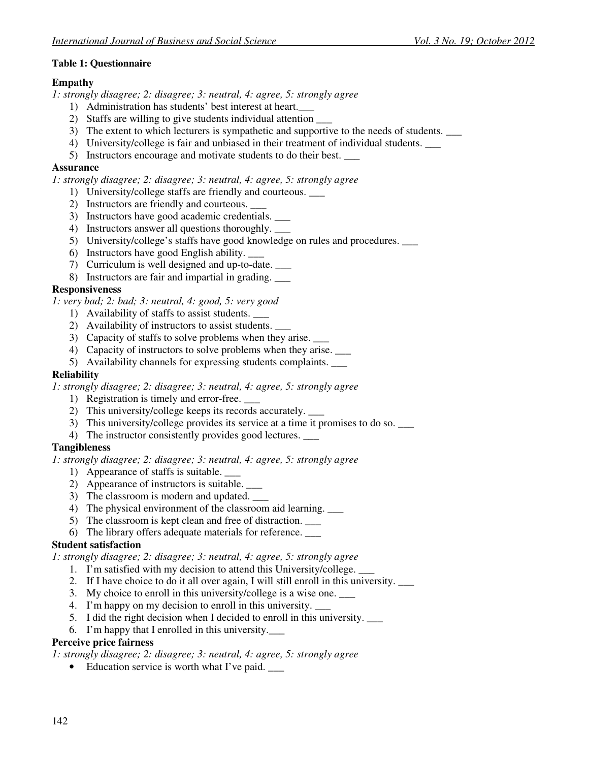**Table 1: Questionnaire**

**Empathy**

*1: strongly disagree; 2: disagree; 3: neutral, 4: agree, 5: strongly agree*

1) Administration has students' best interest at heart.___
2) Staffs are willing to give students individual attention ___
3) The extent to which lecturers is sympathetic and supportive to the needs of students. ___
4) University/college is fair and unbiased in their treatment of individual students. ___
5) Instructors encourage and motivate students to do their best. ___

**Assurance**

*1: strongly disagree; 2: disagree; 3: neutral, 4: agree, 5: strongly agree*

1) University/college staffs are friendly and courteous. ___
2) Instructors are friendly and courteous. ___
3) Instructors have good academic credentials. ___
4) Instructors answer all questions thoroughly. ___
5) University/college's staffs have good knowledge on rules and procedures. ___
6) Instructors have good English ability. ___
7) Curriculum is well designed and up-to-date. ___
8) Instructors are fair and impartial in grading. ___

**Responsiveness**

*1: very bad; 2: bad; 3: neutral, 4: good, 5: very good*

1) Availability of staffs to assist students. ___
2) Availability of instructors to assist students. ___
3) Capacity of staffs to solve problems when they arise. ___
4) Capacity of instructors to solve problems when they arise. ___
5) Availability channels for expressing students complaints. ___

**Reliability**

*1: strongly disagree; 2: disagree; 3: neutral, 4: agree, 5: strongly agree*

1) Registration is timely and error-free. ___
2) This university/college keeps its records accurately. ___
3) This university/college provides its service at a time it promises to do so. ___
4) The instructor consistently provides good lectures. ___

**Tangibleness**

*1: strongly disagree; 2: disagree; 3: neutral, 4: agree, 5: strongly agree*

1) Appearance of staffs is suitable. ___
2) Appearance of instructors is suitable. ___
3) The classroom is modern and updated. ___
4) The physical environment of the classroom aid learning. ___
5) The classroom is kept clean and free of distraction. ___
6) The library offers adequate materials for reference. ___

**Student satisfaction**

*1: strongly disagree; 2: disagree; 3: neutral, 4: agree, 5: strongly agree*

1. I'm satisfied with my decision to attend this University/college. ___
2. If I have choice to do it all over again, I will still enroll in this university. ___
3. My choice to enroll in this university/college is a wise one. ___
4. I'm happy on my decision to enroll in this university. ___
5. I did the right decision when I decided to enroll in this university. ___
6. I'm happy that I enrolled in this university.___

**Perceive price fairness**

*1: strongly disagree; 2: disagree; 3: neutral, 4: agree, 5: strongly agree*

- Education service is worth what I've paid. ___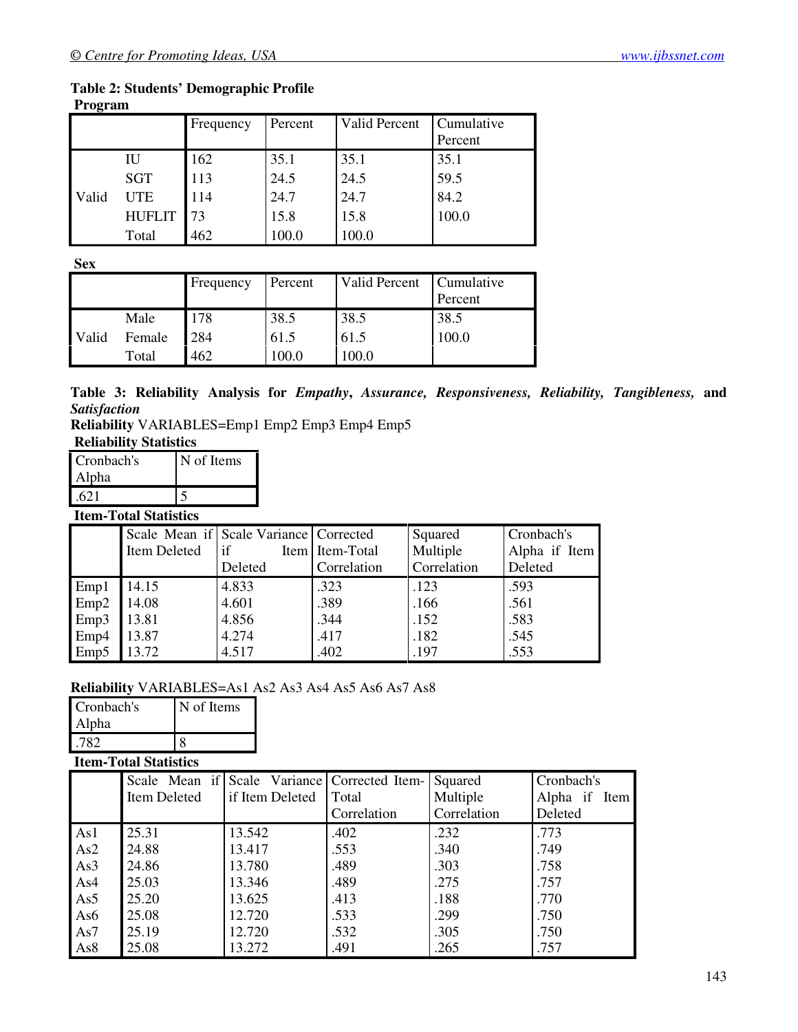**Table 2: Students' Demographic Profile**

**Program**

| | | Frequency | Percent | Valid Percent | Cumulative Percent |
|---|---|---|---|---|---|
| Valid | IU | 162 | 35.1 | 35.1 | 35.1 |
| | SGT | 113 | 24.5 | 24.5 | 59.5 |
| | UTE | 114 | 24.7 | 24.7 | 84.2 |
| | HUFLIT | 73 | 15.8 | 15.8 | 100.0 |
| | Total | 462 | 100.0 | 100.0 | |

**Sex**

| | | Frequency | Percent | Valid Percent | Cumulative Percent |
|---|---|---|---|---|---|
| Valid | Male | 178 | 38.5 | 38.5 | 38.5 |
| | Female | 284 | 61.5 | 61.5 | 100.0 |
| | Total | 462 | 100.0 | 100.0 | |

**Table 3: Reliability Analysis for *Empathy*, *Assurance, Responsiveness, Reliability, Tangibleness,* and *Satisfaction***

**Reliability** VARIABLES=Emp1 Emp2 Emp3 Emp4 Emp5

**Reliability Statistics**

| Cronbach's Alpha | N of Items |
|---|---|
| .621 | 5 |

**Item-Total Statistics**

| | Scale Mean if Item Deleted | Scale Variance if Item Deleted | Corrected Item-Total Correlation | Squared Multiple Correlation | Cronbach's Alpha if Item Deleted |
|---|---|---|---|---|---|
| Emp1 | 14.15 | 4.833 | .323 | .123 | .593 |
| Emp2 | 14.08 | 4.601 | .389 | .166 | .561 |
| Emp3 | 13.81 | 4.856 | .344 | .152 | .583 |
| Emp4 | 13.87 | 4.274 | .417 | .182 | .545 |
| Emp5 | 13.72 | 4.517 | .402 | .197 | .553 |

**Reliability** VARIABLES=As1 As2 As3 As4 As5 As6 As7 As8

| Cronbach's Alpha | N of Items |
|---|---|
| .782 | 8 |

**Item-Total Statistics**

| | Scale Mean if Item Deleted | Scale Variance if Item Deleted | Corrected Item-Total Correlation | Squared Multiple Correlation | Cronbach's Alpha if Item Deleted |
|---|---|---|---|---|---|
| As1 | 25.31 | 13.542 | .402 | .232 | .773 |
| As2 | 24.88 | 13.417 | .553 | .340 | .749 |
| As3 | 24.86 | 13.780 | .489 | .303 | .758 |
| As4 | 25.03 | 13.346 | .489 | .275 | .757 |
| As5 | 25.20 | 13.625 | .413 | .188 | .770 |
| As6 | 25.08 | 12.720 | .533 | .299 | .750 |
| As7 | 25.19 | 12.720 | .532 | .305 | .750 |
| As8 | 25.08 | 13.272 | .491 | .265 | .757 |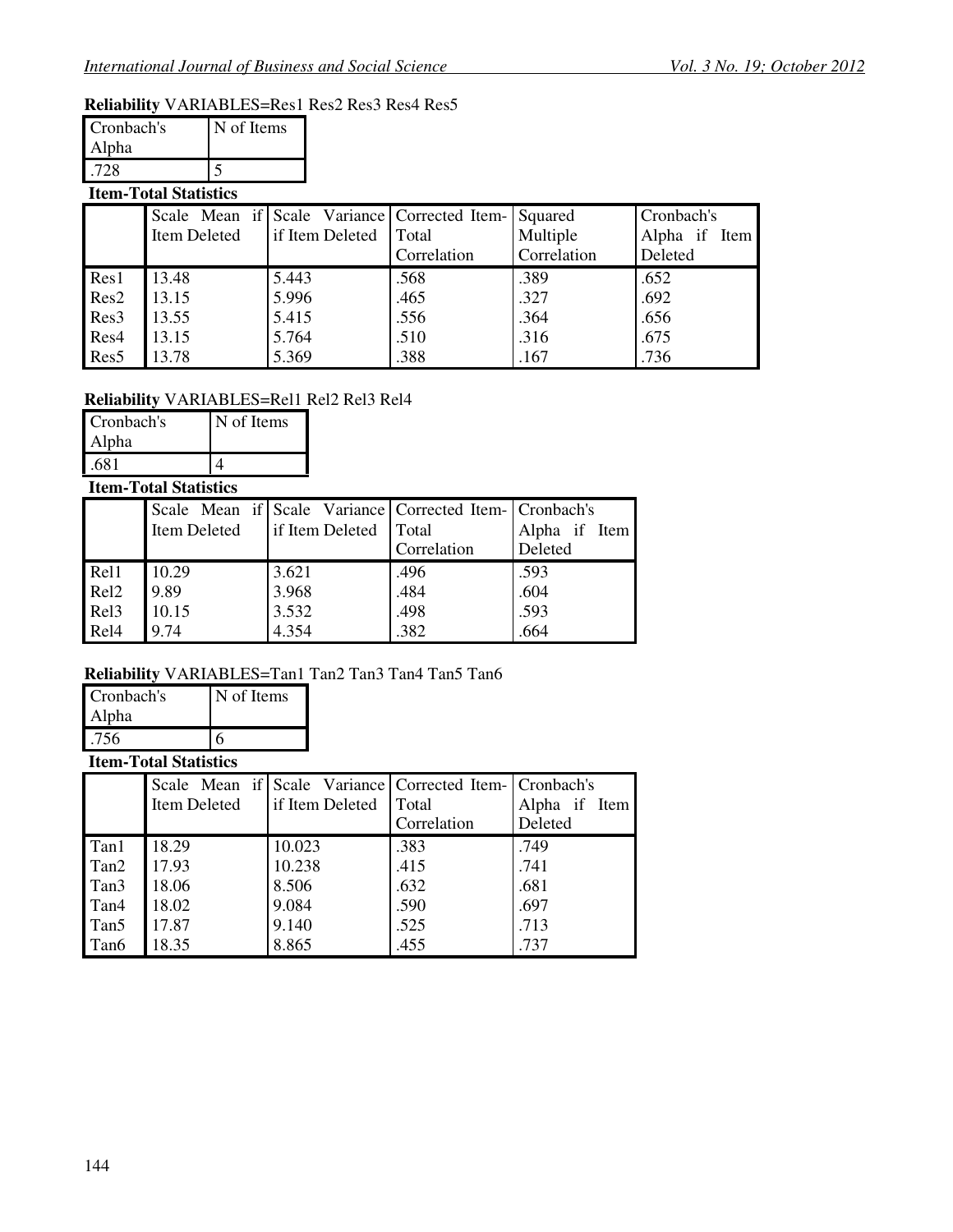**Reliability** VARIABLES=Res1 Res2 Res3 Res4 Res5

| Cronbach's Alpha | N of Items |
|---|---|
| .728 | 5 |

**Item-Total Statistics**

| | Scale Mean if Item Deleted | Scale Variance if Item Deleted | Corrected Item-Total Correlation | Squared Multiple Correlation | Cronbach's Alpha if Item Deleted |
|---|---|---|---|---|---|
| Res1 | 13.48 | 5.443 | .568 | .389 | .652 |
| Res2 | 13.15 | 5.996 | .465 | .327 | .692 |
| Res3 | 13.55 | 5.415 | .556 | .364 | .656 |
| Res4 | 13.15 | 5.764 | .510 | .316 | .675 |
| Res5 | 13.78 | 5.369 | .388 | .167 | .736 |

**Reliability** VARIABLES=Rel1 Rel2 Rel3 Rel4

| Cronbach's Alpha | N of Items |
|---|---|
| .681 | 4 |

**Item-Total Statistics**

| | Scale Mean if Item Deleted | Scale Variance if Item Deleted | Corrected Item-Total Correlation | Cronbach's Alpha if Item Deleted |
|---|---|---|---|---|
| Rel1 | 10.29 | 3.621 | .496 | .593 |
| Rel2 | 9.89 | 3.968 | .484 | .604 |
| Rel3 | 10.15 | 3.532 | .498 | .593 |
| Rel4 | 9.74 | 4.354 | .382 | .664 |

**Reliability** VARIABLES=Tan1 Tan2 Tan3 Tan4 Tan5 Tan6

| Cronbach's Alpha | N of Items |
|---|---|
| .756 | 6 |

**Item-Total Statistics**

| | Scale Mean if Item Deleted | Scale Variance if Item Deleted | Corrected Item-Total Correlation | Cronbach's Alpha if Item Deleted |
|---|---|---|---|---|
| Tan1 | 18.29 | 10.023 | .383 | .749 |
| Tan2 | 17.93 | 10.238 | .415 | .741 |
| Tan3 | 18.06 | 8.506 | .632 | .681 |
| Tan4 | 18.02 | 9.084 | .590 | .697 |
| Tan5 | 17.87 | 9.140 | .525 | .713 |
| Tan6 | 18.35 | 8.865 | .455 | .737 |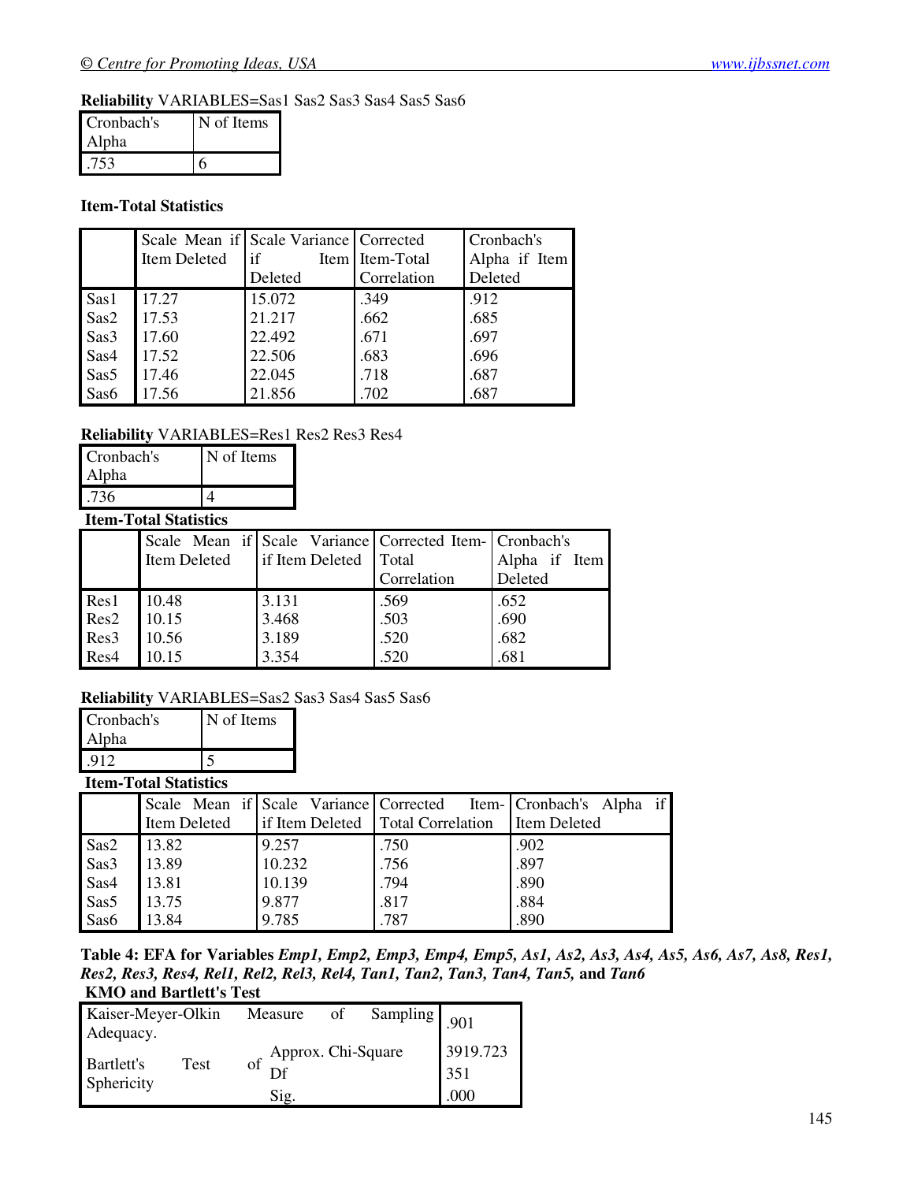**Reliability** VARIABLES=Sas1 Sas2 Sas3 Sas4 Sas5 Sas6

| Cronbach's Alpha | N of Items |
|---|---|
| .753 | 6 |

**Item-Total Statistics**

| | Scale Mean if Item Deleted | Scale Variance if Item Deleted | Corrected Item-Total Correlation | Cronbach's Alpha if Item Deleted |
|---|---|---|---|---|
| Sas1 | 17.27 | 15.072 | .349 | .912 |
| Sas2 | 17.53 | 21.217 | .662 | .685 |
| Sas3 | 17.60 | 22.492 | .671 | .697 |
| Sas4 | 17.52 | 22.506 | .683 | .696 |
| Sas5 | 17.46 | 22.045 | .718 | .687 |
| Sas6 | 17.56 | 21.856 | .702 | .687 |

**Reliability** VARIABLES=Res1 Res2 Res3 Res4

| Cronbach's Alpha | N of Items |
|---|---|
| .736 | 4 |

**Item-Total Statistics**

| | Scale Mean if Item Deleted | Scale Variance if Item Deleted | Corrected Item-Total Correlation | Cronbach's Alpha if Item Deleted |
|---|---|---|---|---|
| Res1 | 10.48 | 3.131 | .569 | .652 |
| Res2 | 10.15 | 3.468 | .503 | .690 |
| Res3 | 10.56 | 3.189 | .520 | .682 |
| Res4 | 10.15 | 3.354 | .520 | .681 |

**Reliability** VARIABLES=Sas2 Sas3 Sas4 Sas5 Sas6

| Cronbach's Alpha | N of Items |
|---|---|
| .912 | 5 |

**Item-Total Statistics**

| | Scale Mean if Item Deleted | Scale Variance if Item Deleted | Corrected Item-Total Correlation | Cronbach's Alpha if Item Deleted |
|---|---|---|---|---|
| Sas2 | 13.82 | 9.257 | .750 | .902 |
| Sas3 | 13.89 | 10.232 | .756 | .897 |
| Sas4 | 13.81 | 10.139 | .794 | .890 |
| Sas5 | 13.75 | 9.877 | .817 | .884 |
| Sas6 | 13.84 | 9.785 | .787 | .890 |

**Table 4: EFA for Variables *Emp1, Emp2, Emp3, Emp4, Emp5, As1, As2, As3, As4, As5, As6, As7, As8, Res1, Res2, Res3, Res4, Rel1, Rel2, Rel3, Rel4, Tan1, Tan2, Tan3, Tan4, Tan5,* and *Tan6***

**KMO and Bartlett's Test**

| | | |
|---|---|---|
| Kaiser-Meyer-Olkin Measure of Sampling Adequacy. | | .901 |
| Bartlett's Test of Sphericity | Approx. Chi-Square | 3919.723 |
| | Df | 351 |
| | Sig. | .000 |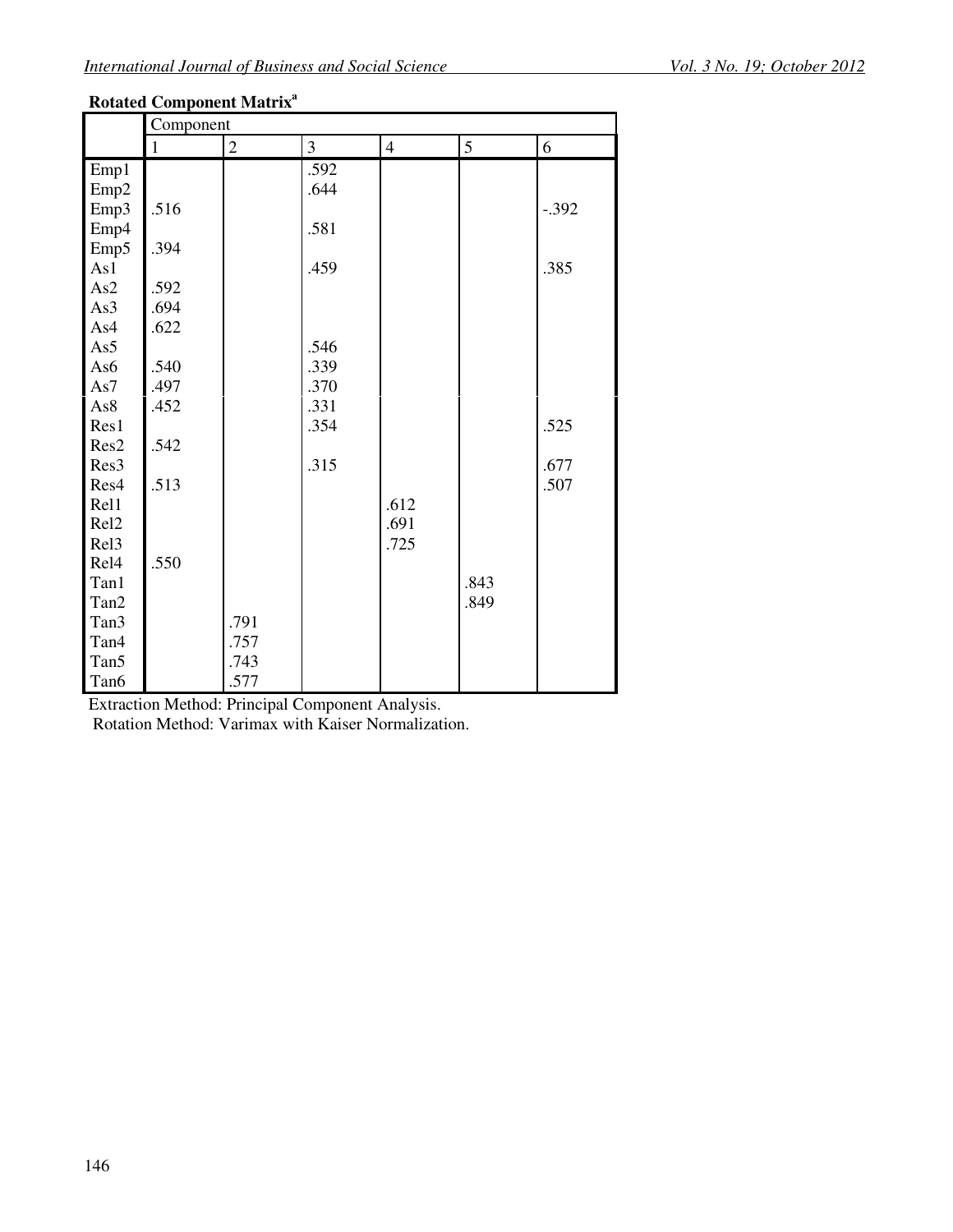**Rotated Component Matrix[a]**

| | Component | | | | | |
|---|---|---|---|---|---|---|
| | 1 | 2 | 3 | 4 | 5 | 6 |
| Emp1 | | | .592 | | | |
| Emp2 | | | .644 | | | |
| Emp3 | .516 | | | | | -.392 |
| Emp4 | | | .581 | | | |
| Emp5 | .394 | | | | | |
| As1 | | | .459 | | | .385 |
| As2 | .592 | | | | | |
| As3 | .694 | | | | | |
| As4 | .622 | | | | | |
| As5 | | | .546 | | | |
| As6 | .540 | | .339 | | | |
| As7 | .497 | | .370 | | | |
| As8 | .452 | | .331 | | | |
| Res1 | | | .354 | | | .525 |
| Res2 | .542 | | | | | |
| Res3 | | | .315 | | | .677 |
| Res4 | .513 | | | | | .507 |
| Rel1 | | | | .612 | | |
| Rel2 | | | | .691 | | |
| Rel3 | | | | .725 | | |
| Rel4 | .550 | | | | | |
| Tan1 | | | | | .843 | |
| Tan2 | | | | | .849 | |
| Tan3 | | .791 | | | | |
| Tan4 | | .757 | | | | |
| Tan5 | | .743 | | | | |
| Tan6 | | .577 | | | | |

Extraction Method: Principal Component Analysis.
Rotation Method: Varimax with Kaiser Normalization.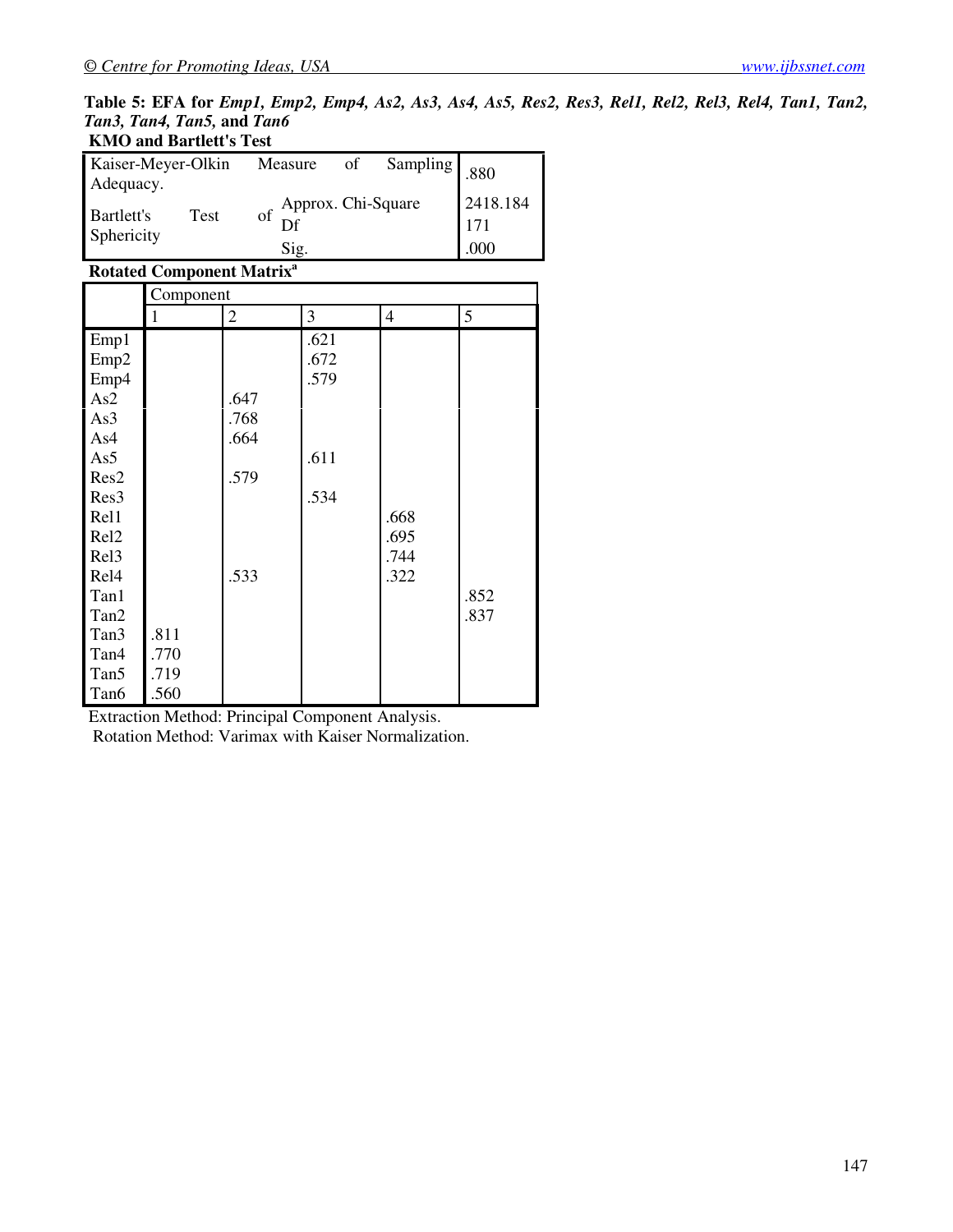**Table 5: EFA for *Emp1, Emp2, Emp4, As2, As3, As4, As5, Res2, Res3, Rel1, Rel2, Rel3, Rel4, Tan1, Tan2, Tan3, Tan4, Tan5,* and *Tan6***

**KMO and Bartlett's Test**

| | | |
|---|---|---|
| Kaiser-Meyer-Olkin Measure of Sampling Adequacy. | | .880 |
| Bartlett's Test of Sphericity | Approx. Chi-Square | 2418.184 |
| | Df | 171 |
| | Sig. | .000 |

**Rotated Component Matrix[a]**

| | Component | | | | |
|---|---|---|---|---|---|
| | 1 | 2 | 3 | 4 | 5 |
| Emp1 | | | .621 | | |
| Emp2 | | | .672 | | |
| Emp4 | | | .579 | | |
| As2 | | .647 | | | |
| As3 | | .768 | | | |
| As4 | | .664 | | | |
| As5 | | | .611 | | |
| Res2 | | .579 | | | |
| Res3 | | | .534 | | |
| Rel1 | | | | .668 | |
| Rel2 | | | | .695 | |
| Rel3 | | | | .744 | |
| Rel4 | | .533 | | .322 | |
| Tan1 | | | | | .852 |
| Tan2 | | | | | .837 |
| Tan3 | .811 | | | | |
| Tan4 | .770 | | | | |
| Tan5 | .719 | | | | |
| Tan6 | .560 | | | | |

Extraction Method: Principal Component Analysis.
Rotation Method: Varimax with Kaiser Normalization.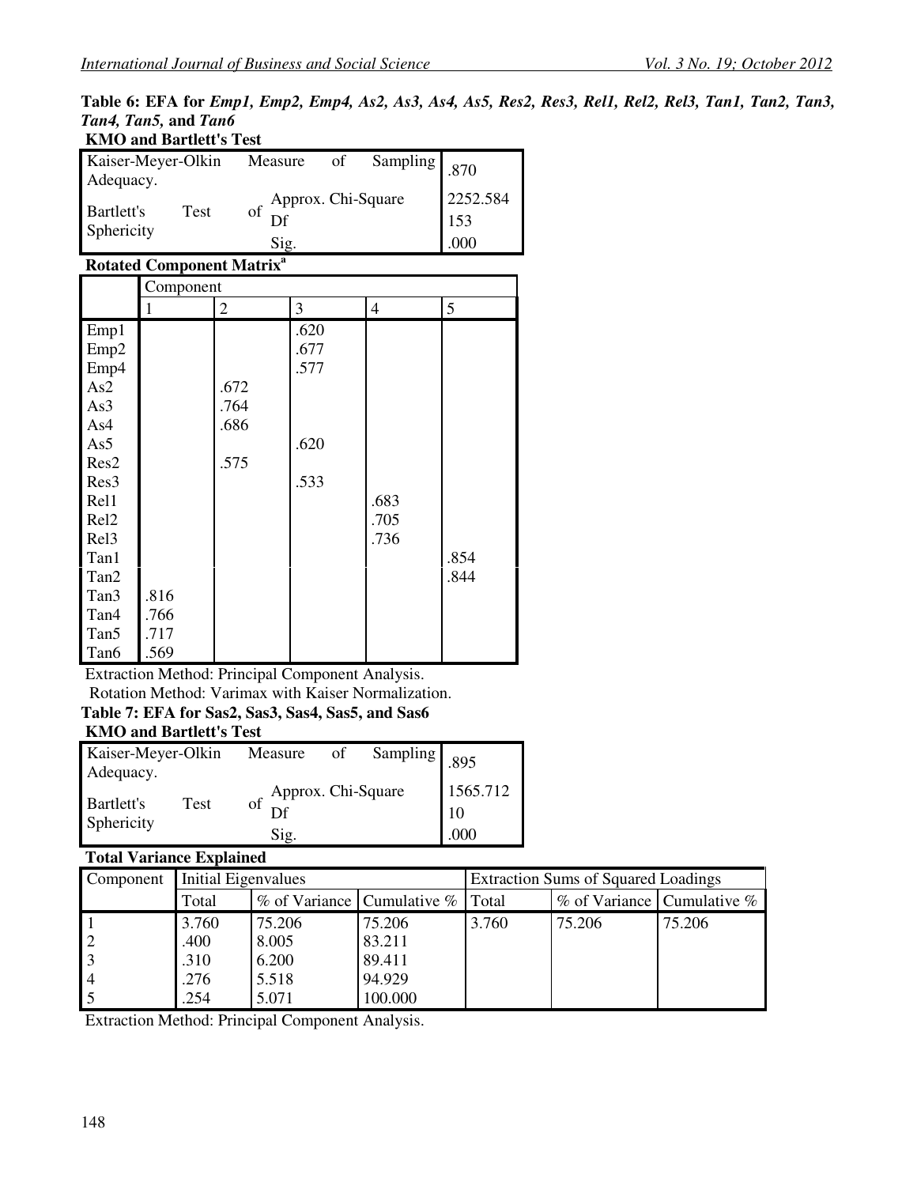**Table 6: EFA for *Emp1, Emp2, Emp4, As2, As3, As4, As5, Res2, Res3, Rel1, Rel2, Rel3, Tan1, Tan2, Tan3, Tan4, Tan5,* and *Tan6***

**KMO and Bartlett's Test**

| | | |
|---|---|---|
| Kaiser-Meyer-Olkin Measure of Sampling Adequacy. | | .870 |
| Bartlett's Test of Sphericity | Approx. Chi-Square | 2252.584 |
| | Df | 153 |
| | Sig. | .000 |

**Rotated Component Matrix[a]**

| | Component | | | | |
|---|---|---|---|---|---|
| | 1 | 2 | 3 | 4 | 5 |
| Emp1 | | | .620 | | |
| Emp2 | | | .677 | | |
| Emp4 | | | .577 | | |
| As2 | | .672 | | | |
| As3 | | .764 | | | |
| As4 | | .686 | | | |
| As5 | | | .620 | | |
| Res2 | | .575 | | | |
| Res3 | | | .533 | | |
| Rel1 | | | | .683 | |
| Rel2 | | | | .705 | |
| Rel3 | | | | .736 | |
| Tan1 | | | | | .854 |
| Tan2 | | | | | .844 |
| Tan3 | .816 | | | | |
| Tan4 | .766 | | | | |
| Tan5 | .717 | | | | |
| Tan6 | .569 | | | | |

Extraction Method: Principal Component Analysis.
Rotation Method: Varimax with Kaiser Normalization.

**Table 7: EFA for Sas2, Sas3, Sas4, Sas5, and Sas6**

**KMO and Bartlett's Test**

| | | |
|---|---|---|
| Kaiser-Meyer-Olkin Measure of Sampling Adequacy. | | .895 |
| Bartlett's Test of Sphericity | Approx. Chi-Square | 1565.712 |
| | Df | 10 |
| | Sig. | .000 |

**Total Variance Explained**

| Component | Initial Eigenvalues | | | Extraction Sums of Squared Loadings | | |
|---|---|---|---|---|---|---|
| | Total | % of Variance | Cumulative % | Total | % of Variance | Cumulative % |
| 1 | 3.760 | 75.206 | 75.206 | 3.760 | 75.206 | 75.206 |
| 2 | .400 | 8.005 | 83.211 | | | |
| 3 | .310 | 6.200 | 89.411 | | | |
| 4 | .276 | 5.518 | 94.929 | | | |
| 5 | .254 | 5.071 | 100.000 | | | |

Extraction Method: Principal Component Analysis.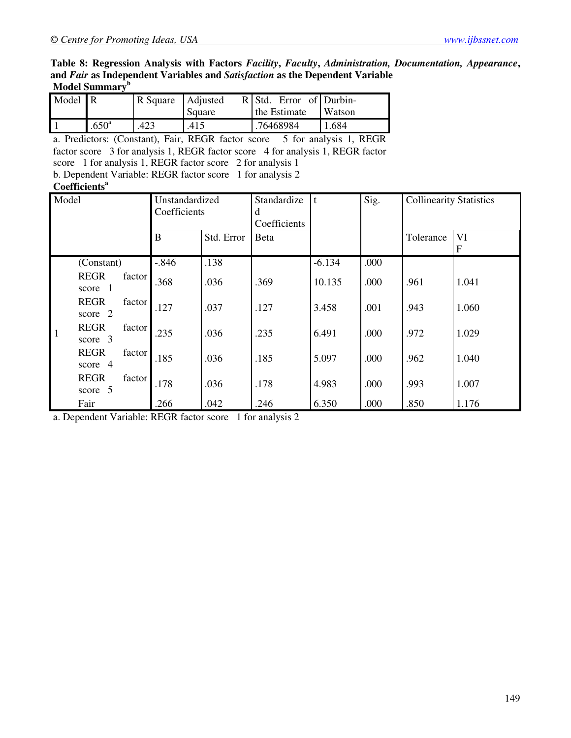**Table 8: Regression Analysis with Factors *Facility*, *Faculty*, *Administration, Documentation, Appearance*, and *Fair* as Independent Variables and *Satisfaction* as the Dependent Variable**

**Model Summary**[b]

| Model | R | R Square | Adjusted R Square | Std. Error of the Estimate | Durbin-Watson |
|---|---|---|---|---|---|
| 1 | .650[a] | .423 | .415 | .76468984 | 1.684 |

a. Predictors: (Constant), Fair, REGR factor score 5 for analysis 1, REGR factor score 3 for analysis 1, REGR factor score 4 for analysis 1, REGR factor score 1 for analysis 1, REGR factor score 2 for analysis 1

b. Dependent Variable: REGR factor score 1 for analysis 2

**Coefficients**[a]

| Model | | Unstandardized Coefficients | | Standardized Coefficients | t | Sig. | Collinearity Statistics | |
|---|---|---|---|---|---|---|---|---|
| | | B | Std. Error | Beta | | | Tolerance | VIF |
| 1 | (Constant) | -.846 | .138 | | -6.134 | .000 | | |
| | REGR factor score 1 | .368 | .036 | .369 | 10.135 | .000 | .961 | 1.041 |
| | REGR factor score 2 | .127 | .037 | .127 | 3.458 | .001 | .943 | 1.060 |
| | REGR factor score 3 | .235 | .036 | .235 | 6.491 | .000 | .972 | 1.029 |
| | REGR factor score 4 | .185 | .036 | .185 | 5.097 | .000 | .962 | 1.040 |
| | REGR factor score 5 | .178 | .036 | .178 | 4.983 | .000 | .993 | 1.007 |
| | Fair | .266 | .042 | .246 | 6.350 | .000 | .850 | 1.176 |

a. Dependent Variable: REGR factor score 1 for analysis 2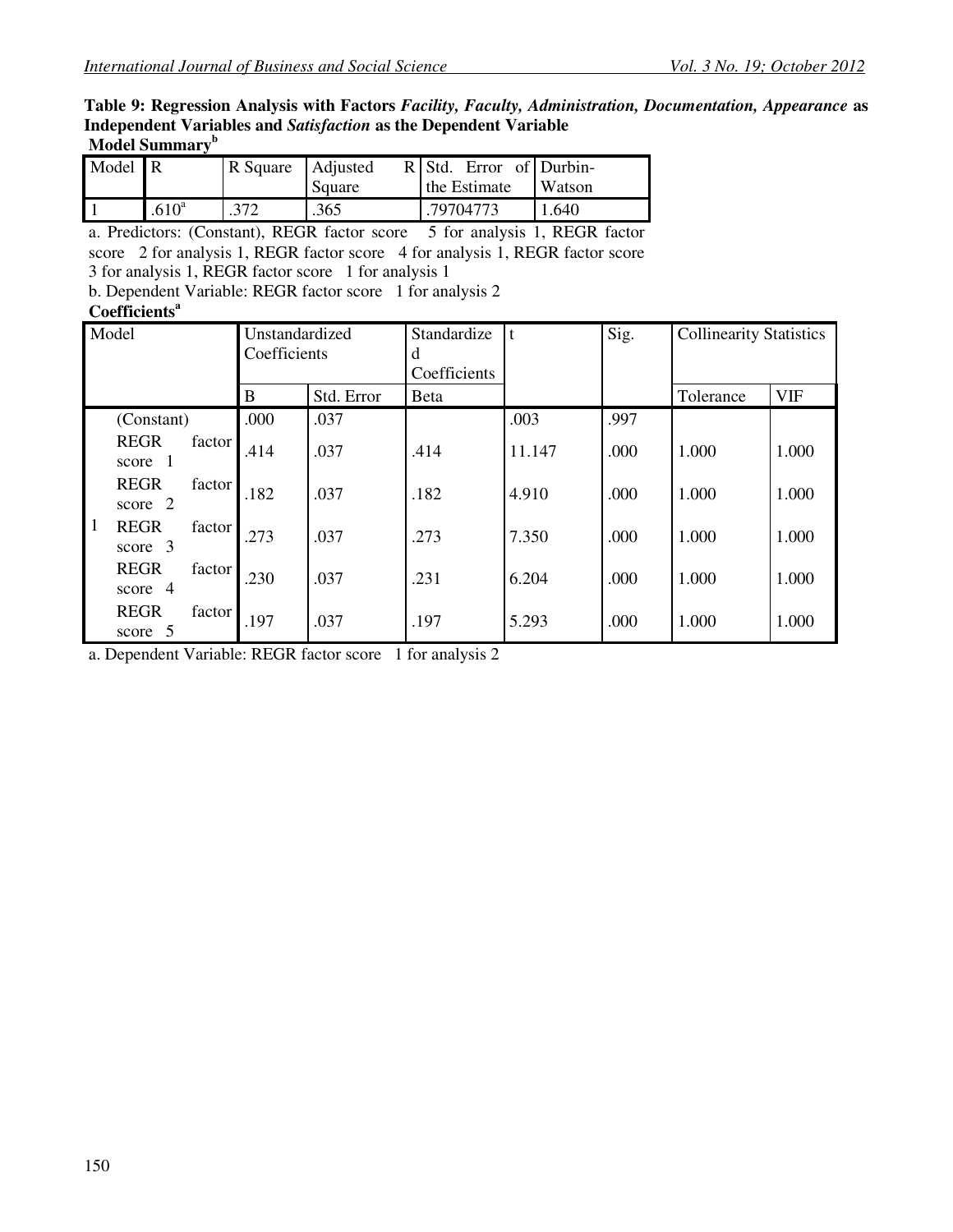**Table 9: Regression Analysis with Factors *Facility, Faculty, Administration, Documentation, Appearance* as Independent Variables and *Satisfaction* as the Dependent Variable**

**Model Summary[b]**

| Model | R | R Square | Adjusted R Square | Std. Error of the Estimate | Durbin-Watson |
|---|---|---|---|---|---|
| 1 | .610[a] | .372 | .365 | .79704773 | 1.640 |

a. Predictors: (Constant), REGR factor score 5 for analysis 1, REGR factor score 2 for analysis 1, REGR factor score 4 for analysis 1, REGR factor score 3 for analysis 1, REGR factor score 1 for analysis 1

b. Dependent Variable: REGR factor score 1 for analysis 2

**Coefficients[a]**

| Model | | Unstandardized Coefficients | | Standardized Coefficients | t | Sig. | Collinearity Statistics | |
|---|---|---|---|---|---|---|---|---|
| | | B | Std. Error | Beta | | | Tolerance | VIF |
| 1 | (Constant) | .000 | .037 | | .003 | .997 | | |
| | REGR factor score 1 | .414 | .037 | .414 | 11.147 | .000 | 1.000 | 1.000 |
| | REGR factor score 2 | .182 | .037 | .182 | 4.910 | .000 | 1.000 | 1.000 |
| | REGR factor score 3 | .273 | .037 | .273 | 7.350 | .000 | 1.000 | 1.000 |
| | REGR factor score 4 | .230 | .037 | .231 | 6.204 | .000 | 1.000 | 1.000 |
| | REGR factor score 5 | .197 | .037 | .197 | 5.293 | .000 | 1.000 | 1.000 |

a. Dependent Variable: REGR factor score 1 for analysis 2